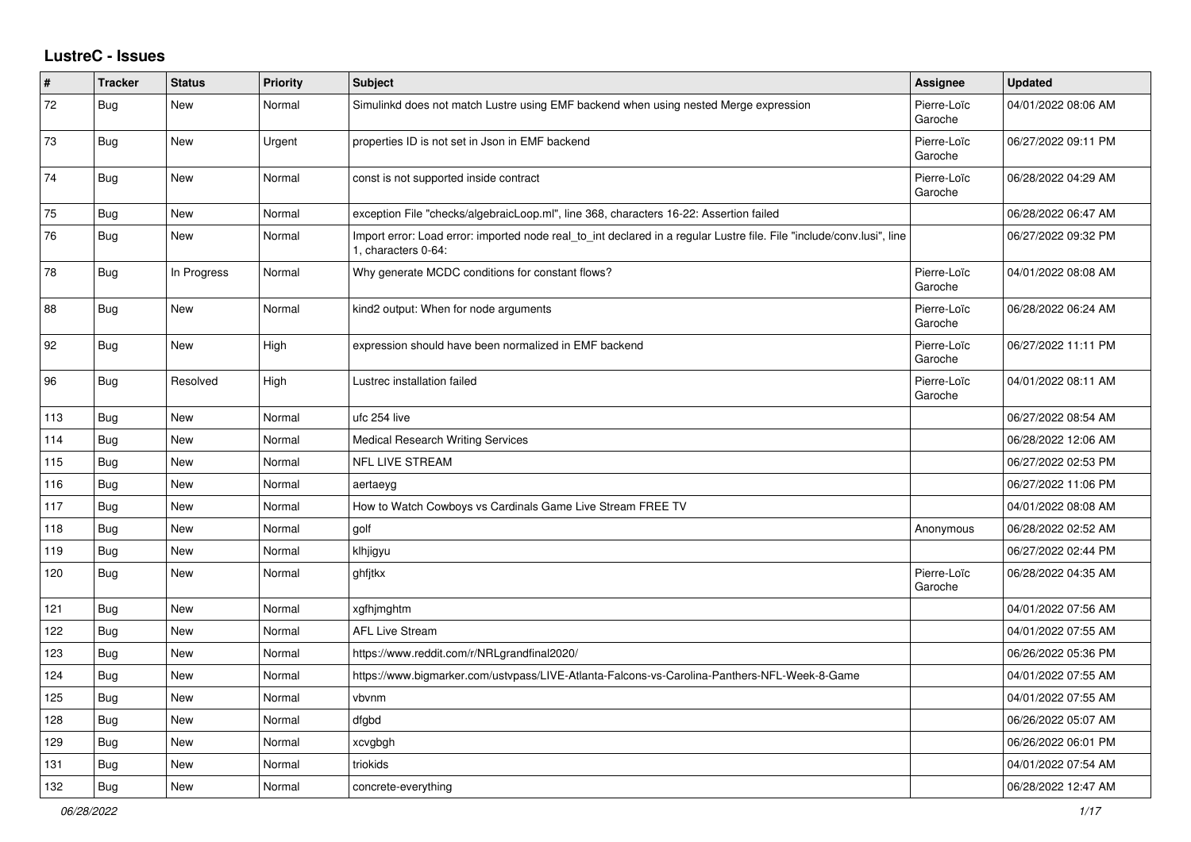# LustreC - Issues

| # | Tracker | Status | Priority | Subject | Assignee | Updated |
|---|---|---|---|---|---|---|
| 72 | Bug | New | Normal | Simulinkd does not match Lustre using EMF backend when using nested Merge expression | Pierre-Loïc Garoche | 04/01/2022 08:06 AM |
| 73 | Bug | New | Urgent | properties ID is not set in Json in EMF backend | Pierre-Loïc Garoche | 06/27/2022 09:11 PM |
| 74 | Bug | New | Normal | const is not supported inside contract | Pierre-Loïc Garoche | 06/28/2022 04:29 AM |
| 75 | Bug | New | Normal | exception File "checks/algebraicLoop.ml", line 368, characters 16-22: Assertion failed | | 06/28/2022 06:47 AM |
| 76 | Bug | New | Normal | Import error: Load error: imported node real_to_int declared in a regular Lustre file. File "include/conv.lusi", line 1, characters 0-64: | | 06/27/2022 09:32 PM |
| 78 | Bug | In Progress | Normal | Why generate MCDC conditions for constant flows? | Pierre-Loïc Garoche | 04/01/2022 08:08 AM |
| 88 | Bug | New | Normal | kind2 output: When for node arguments | Pierre-Loïc Garoche | 06/28/2022 06:24 AM |
| 92 | Bug | New | High | expression should have been normalized in EMF backend | Pierre-Loïc Garoche | 06/27/2022 11:11 PM |
| 96 | Bug | Resolved | High | Lustrec installation failed | Pierre-Loïc Garoche | 04/01/2022 08:11 AM |
| 113 | Bug | New | Normal | ufc 254 live | | 06/27/2022 08:54 AM |
| 114 | Bug | New | Normal | Medical Research Writing Services | | 06/28/2022 12:06 AM |
| 115 | Bug | New | Normal | NFL LIVE STREAM | | 06/27/2022 02:53 PM |
| 116 | Bug | New | Normal | aertaeyg | | 06/27/2022 11:06 PM |
| 117 | Bug | New | Normal | How to Watch Cowboys vs Cardinals Game Live Stream FREE TV | | 04/01/2022 08:08 AM |
| 118 | Bug | New | Normal | golf | Anonymous | 06/28/2022 02:52 AM |
| 119 | Bug | New | Normal | klhjigyu | | 06/27/2022 02:44 PM |
| 120 | Bug | New | Normal | ghfjtkx | Pierre-Loïc Garoche | 06/28/2022 04:35 AM |
| 121 | Bug | New | Normal | xgfhjmghtm | | 04/01/2022 07:56 AM |
| 122 | Bug | New | Normal | AFL Live Stream | | 04/01/2022 07:55 AM |
| 123 | Bug | New | Normal | https://www.reddit.com/r/NRLgrandfinal2020/ | | 06/26/2022 05:36 PM |
| 124 | Bug | New | Normal | https://www.bigmarker.com/ustvpass/LIVE-Atlanta-Falcons-vs-Carolina-Panthers-NFL-Week-8-Game | | 04/01/2022 07:55 AM |
| 125 | Bug | New | Normal | vbvnm | | 04/01/2022 07:55 AM |
| 128 | Bug | New | Normal | dfgbd | | 06/26/2022 05:07 AM |
| 129 | Bug | New | Normal | xcvgbgh | | 06/26/2022 06:01 PM |
| 131 | Bug | New | Normal | triokids | | 04/01/2022 07:54 AM |
| 132 | Bug | New | Normal | concrete-everything | | 06/28/2022 12:47 AM |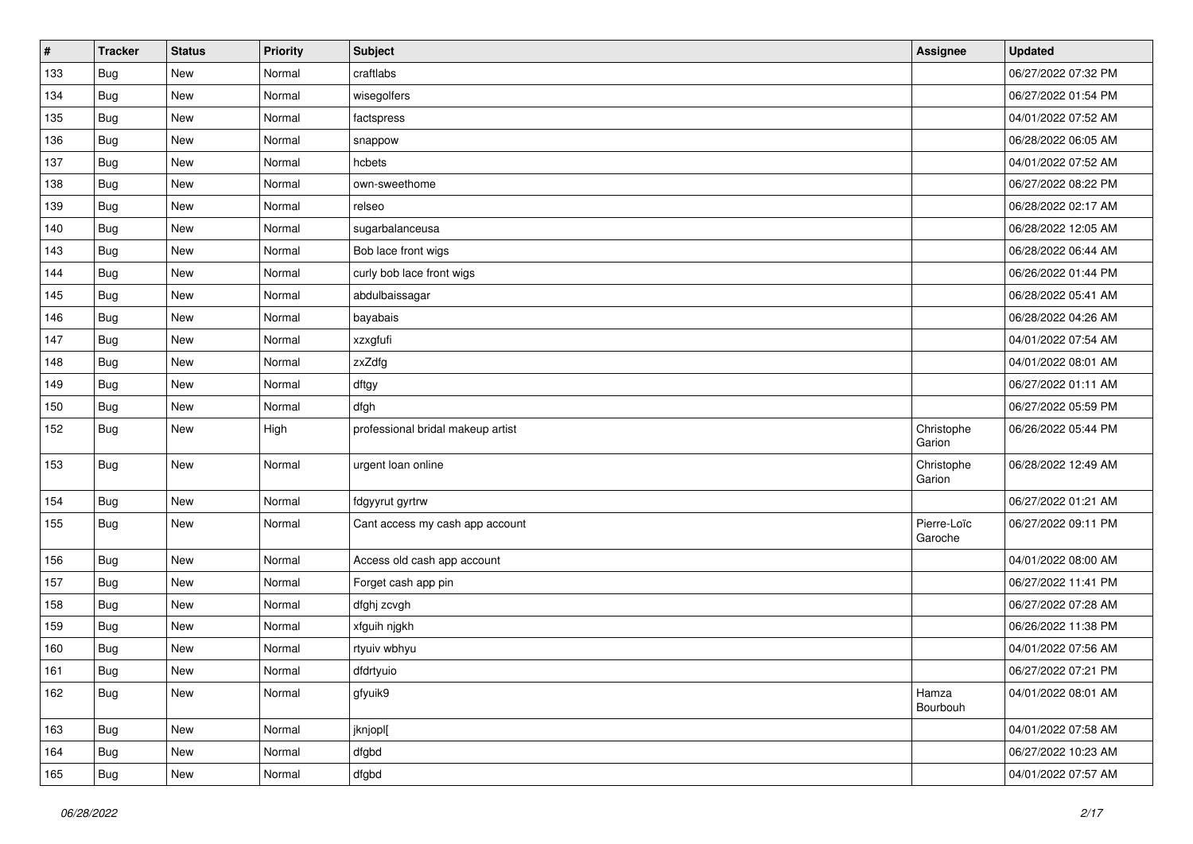| # | Tracker | Status | Priority | Subject | Assignee | Updated |
| --- | --- | --- | --- | --- | --- | --- |
| 133 | Bug | New | Normal | craftlabs | | 06/27/2022 07:32 PM |
| 134 | Bug | New | Normal | wisegolfers | | 06/27/2022 01:54 PM |
| 135 | Bug | New | Normal | factspress | | 04/01/2022 07:52 AM |
| 136 | Bug | New | Normal | snappow | | 06/28/2022 06:05 AM |
| 137 | Bug | New | Normal | hcbets | | 04/01/2022 07:52 AM |
| 138 | Bug | New | Normal | own-sweethome | | 06/27/2022 08:22 PM |
| 139 | Bug | New | Normal | relseo | | 06/28/2022 02:17 AM |
| 140 | Bug | New | Normal | sugarbalanceusa | | 06/28/2022 12:05 AM |
| 143 | Bug | New | Normal | Bob lace front wigs | | 06/28/2022 06:44 AM |
| 144 | Bug | New | Normal | curly bob lace front wigs | | 06/26/2022 01:44 PM |
| 145 | Bug | New | Normal | abdulbaissagar | | 06/28/2022 05:41 AM |
| 146 | Bug | New | Normal | bayabais | | 06/28/2022 04:26 AM |
| 147 | Bug | New | Normal | xzxgfufi | | 04/01/2022 07:54 AM |
| 148 | Bug | New | Normal | zxZdfg | | 04/01/2022 08:01 AM |
| 149 | Bug | New | Normal | dftgy | | 06/27/2022 01:11 AM |
| 150 | Bug | New | Normal | dfgh | | 06/27/2022 05:59 PM |
| 152 | Bug | New | High | professional bridal makeup artist | Christophe Garion | 06/26/2022 05:44 PM |
| 153 | Bug | New | Normal | urgent loan online | Christophe Garion | 06/28/2022 12:49 AM |
| 154 | Bug | New | Normal | fdgyyrut gyrtrw | | 06/27/2022 01:21 AM |
| 155 | Bug | New | Normal | Cant access my cash app account | Pierre-Loïc Garoche | 06/27/2022 09:11 PM |
| 156 | Bug | New | Normal | Access old cash app account | | 04/01/2022 08:00 AM |
| 157 | Bug | New | Normal | Forget cash app pin | | 06/27/2022 11:41 PM |
| 158 | Bug | New | Normal | dfghj zcvgh | | 06/27/2022 07:28 AM |
| 159 | Bug | New | Normal | xfguih njgkh | | 06/26/2022 11:38 PM |
| 160 | Bug | New | Normal | rtyuiv wbhyu | | 04/01/2022 07:56 AM |
| 161 | Bug | New | Normal | dfdrtyuio | | 06/27/2022 07:21 PM |
| 162 | Bug | New | Normal | gfyuik9 | Hamza Bourbouh | 04/01/2022 08:01 AM |
| 163 | Bug | New | Normal | jknjopl[ | | 04/01/2022 07:58 AM |
| 164 | Bug | New | Normal | dfgbd | | 06/27/2022 10:23 AM |
| 165 | Bug | New | Normal | dfgbd | | 04/01/2022 07:57 AM |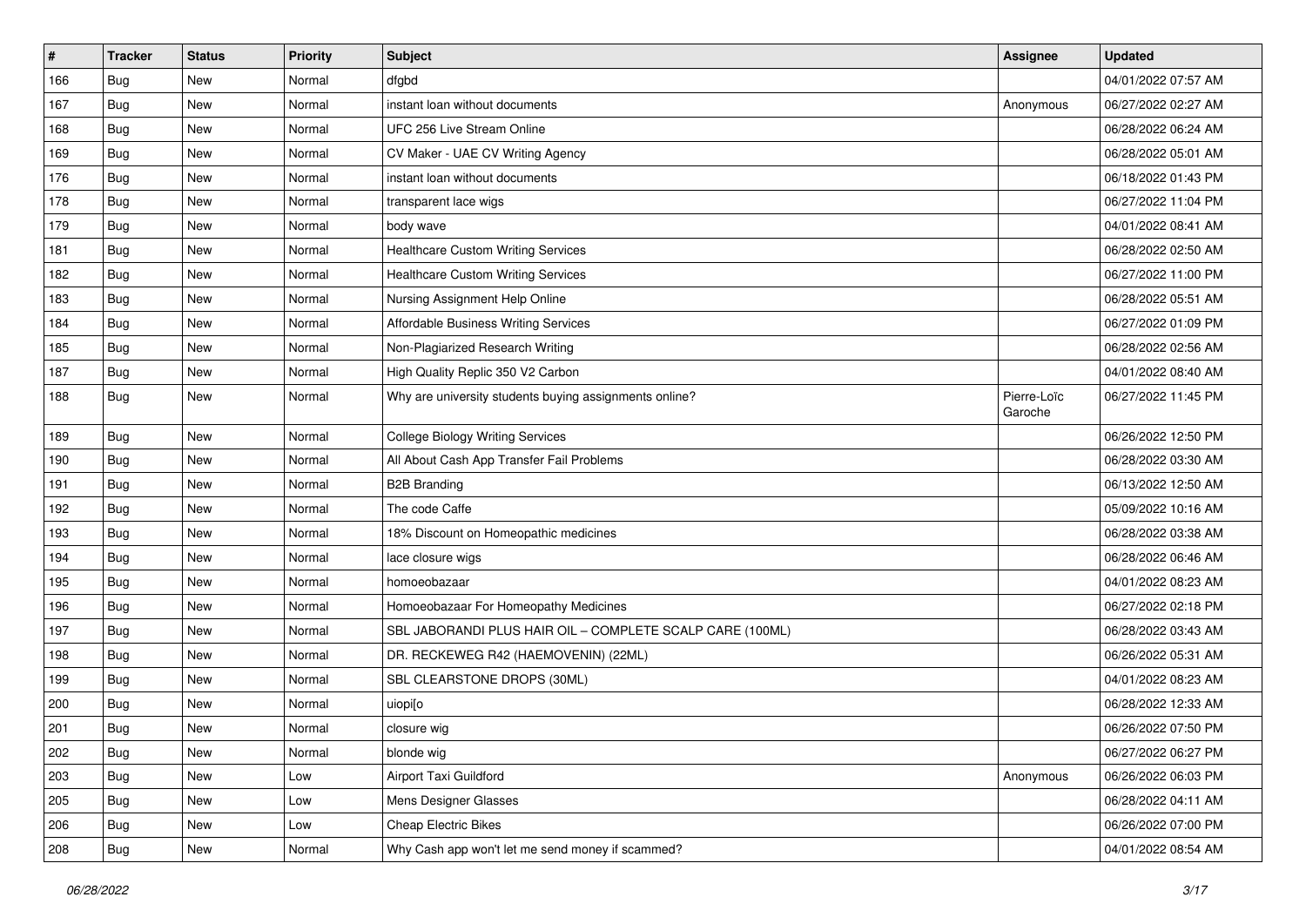| # | Tracker | Status | Priority | Subject | Assignee | Updated |
| --- | --- | --- | --- | --- | --- | --- |
| 166 | Bug | New | Normal | dfgbd | | 04/01/2022 07:57 AM |
| 167 | Bug | New | Normal | instant loan without documents | Anonymous | 06/27/2022 02:27 AM |
| 168 | Bug | New | Normal | UFC 256 Live Stream Online | | 06/28/2022 06:24 AM |
| 169 | Bug | New | Normal | CV Maker - UAE CV Writing Agency | | 06/28/2022 05:01 AM |
| 176 | Bug | New | Normal | instant loan without documents | | 06/18/2022 01:43 PM |
| 178 | Bug | New | Normal | transparent lace wigs | | 06/27/2022 11:04 PM |
| 179 | Bug | New | Normal | body wave | | 04/01/2022 08:41 AM |
| 181 | Bug | New | Normal | Healthcare Custom Writing Services | | 06/28/2022 02:50 AM |
| 182 | Bug | New | Normal | Healthcare Custom Writing Services | | 06/27/2022 11:00 PM |
| 183 | Bug | New | Normal | Nursing Assignment Help Online | | 06/28/2022 05:51 AM |
| 184 | Bug | New | Normal | Affordable Business Writing Services | | 06/27/2022 01:09 PM |
| 185 | Bug | New | Normal | Non-Plagiarized Research Writing | | 06/28/2022 02:56 AM |
| 187 | Bug | New | Normal | High Quality Replic 350 V2 Carbon | | 04/01/2022 08:40 AM |
| 188 | Bug | New | Normal | Why are university students buying assignments online? | Pierre-Loïc Garoche | 06/27/2022 11:45 PM |
| 189 | Bug | New | Normal | College Biology Writing Services | | 06/26/2022 12:50 PM |
| 190 | Bug | New | Normal | All About Cash App Transfer Fail Problems | | 06/28/2022 03:30 AM |
| 191 | Bug | New | Normal | B2B Branding | | 06/13/2022 12:50 AM |
| 192 | Bug | New | Normal | The code Caffe | | 05/09/2022 10:16 AM |
| 193 | Bug | New | Normal | 18% Discount on Homeopathic medicines | | 06/28/2022 03:38 AM |
| 194 | Bug | New | Normal | lace closure wigs | | 06/28/2022 06:46 AM |
| 195 | Bug | New | Normal | homoeobazaar | | 04/01/2022 08:23 AM |
| 196 | Bug | New | Normal | Homoeobazaar For Homeopathy Medicines | | 06/27/2022 02:18 PM |
| 197 | Bug | New | Normal | SBL JABORANDI PLUS HAIR OIL – COMPLETE SCALP CARE (100ML) | | 06/28/2022 03:43 AM |
| 198 | Bug | New | Normal | DR. RECKEWEG R42 (HAEMOVENIN) (22ML) | | 06/26/2022 05:31 AM |
| 199 | Bug | New | Normal | SBL CLEARSTONE DROPS (30ML) | | 04/01/2022 08:23 AM |
| 200 | Bug | New | Normal | uiopi[o | | 06/28/2022 12:33 AM |
| 201 | Bug | New | Normal | closure wig | | 06/26/2022 07:50 PM |
| 202 | Bug | New | Normal | blonde wig | | 06/27/2022 06:27 PM |
| 203 | Bug | New | Low | Airport Taxi Guildford | Anonymous | 06/26/2022 06:03 PM |
| 205 | Bug | New | Low | Mens Designer Glasses | | 06/28/2022 04:11 AM |
| 206 | Bug | New | Low | Cheap Electric Bikes | | 06/26/2022 07:00 PM |
| 208 | Bug | New | Normal | Why Cash app won't let me send money if scammed? | | 04/01/2022 08:54 AM |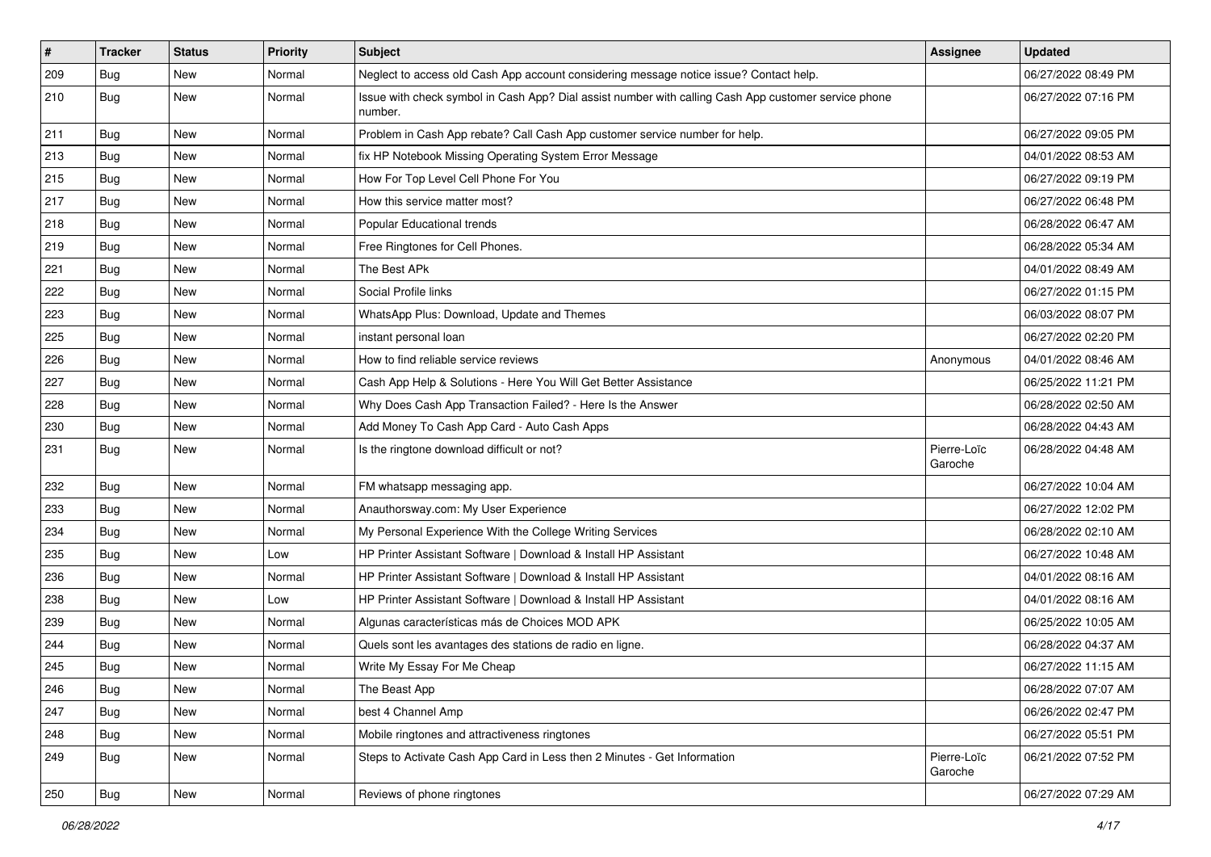| # | Tracker | Status | Priority | Subject | Assignee | Updated |
|---|---|---|---|---|---|---|
| 209 | Bug | New | Normal | Neglect to access old Cash App account considering message notice issue? Contact help. | | 06/27/2022 08:49 PM |
| 210 | Bug | New | Normal | Issue with check symbol in Cash App? Dial assist number with calling Cash App customer service phone number. | | 06/27/2022 07:16 PM |
| 211 | Bug | New | Normal | Problem in Cash App rebate? Call Cash App customer service number for help. | | 06/27/2022 09:05 PM |
| 213 | Bug | New | Normal | fix HP Notebook Missing Operating System Error Message | | 04/01/2022 08:53 AM |
| 215 | Bug | New | Normal | How For Top Level Cell Phone For You | | 06/27/2022 09:19 PM |
| 217 | Bug | New | Normal | How this service matter most? | | 06/27/2022 06:48 PM |
| 218 | Bug | New | Normal | Popular Educational trends | | 06/28/2022 06:47 AM |
| 219 | Bug | New | Normal | Free Ringtones for Cell Phones. | | 06/28/2022 05:34 AM |
| 221 | Bug | New | Normal | The Best APk | | 04/01/2022 08:49 AM |
| 222 | Bug | New | Normal | Social Profile links | | 06/27/2022 01:15 PM |
| 223 | Bug | New | Normal | WhatsApp Plus: Download, Update and Themes | | 06/03/2022 08:07 PM |
| 225 | Bug | New | Normal | instant personal loan | | 06/27/2022 02:20 PM |
| 226 | Bug | New | Normal | How to find reliable service reviews | Anonymous | 04/01/2022 08:46 AM |
| 227 | Bug | New | Normal | Cash App Help & Solutions - Here You Will Get Better Assistance | | 06/25/2022 11:21 PM |
| 228 | Bug | New | Normal | Why Does Cash App Transaction Failed? - Here Is the Answer | | 06/28/2022 02:50 AM |
| 230 | Bug | New | Normal | Add Money To Cash App Card - Auto Cash Apps | | 06/28/2022 04:43 AM |
| 231 | Bug | New | Normal | Is the ringtone download difficult or not? | Pierre-Loïc Garoche | 06/28/2022 04:48 AM |
| 232 | Bug | New | Normal | FM whatsapp messaging app. | | 06/27/2022 10:04 AM |
| 233 | Bug | New | Normal | Anauthorsway.com: My User Experience | | 06/27/2022 12:02 PM |
| 234 | Bug | New | Normal | My Personal Experience With the College Writing Services | | 06/28/2022 02:10 AM |
| 235 | Bug | New | Low | HP Printer Assistant Software \| Download & Install HP Assistant | | 06/27/2022 10:48 AM |
| 236 | Bug | New | Normal | HP Printer Assistant Software \| Download & Install HP Assistant | | 04/01/2022 08:16 AM |
| 238 | Bug | New | Low | HP Printer Assistant Software \| Download & Install HP Assistant | | 04/01/2022 08:16 AM |
| 239 | Bug | New | Normal | Algunas características más de Choices MOD APK | | 06/25/2022 10:05 AM |
| 244 | Bug | New | Normal | Quels sont les avantages des stations de radio en ligne. | | 06/28/2022 04:37 AM |
| 245 | Bug | New | Normal | Write My Essay For Me Cheap | | 06/27/2022 11:15 AM |
| 246 | Bug | New | Normal | The Beast App | | 06/28/2022 07:07 AM |
| 247 | Bug | New | Normal | best 4 Channel Amp | | 06/26/2022 02:47 PM |
| 248 | Bug | New | Normal | Mobile ringtones and attractiveness ringtones | | 06/27/2022 05:51 PM |
| 249 | Bug | New | Normal | Steps to Activate Cash App Card in Less then 2 Minutes - Get Information | Pierre-Loïc Garoche | 06/21/2022 07:52 PM |
| 250 | Bug | New | Normal | Reviews of phone ringtones | | 06/27/2022 07:29 AM |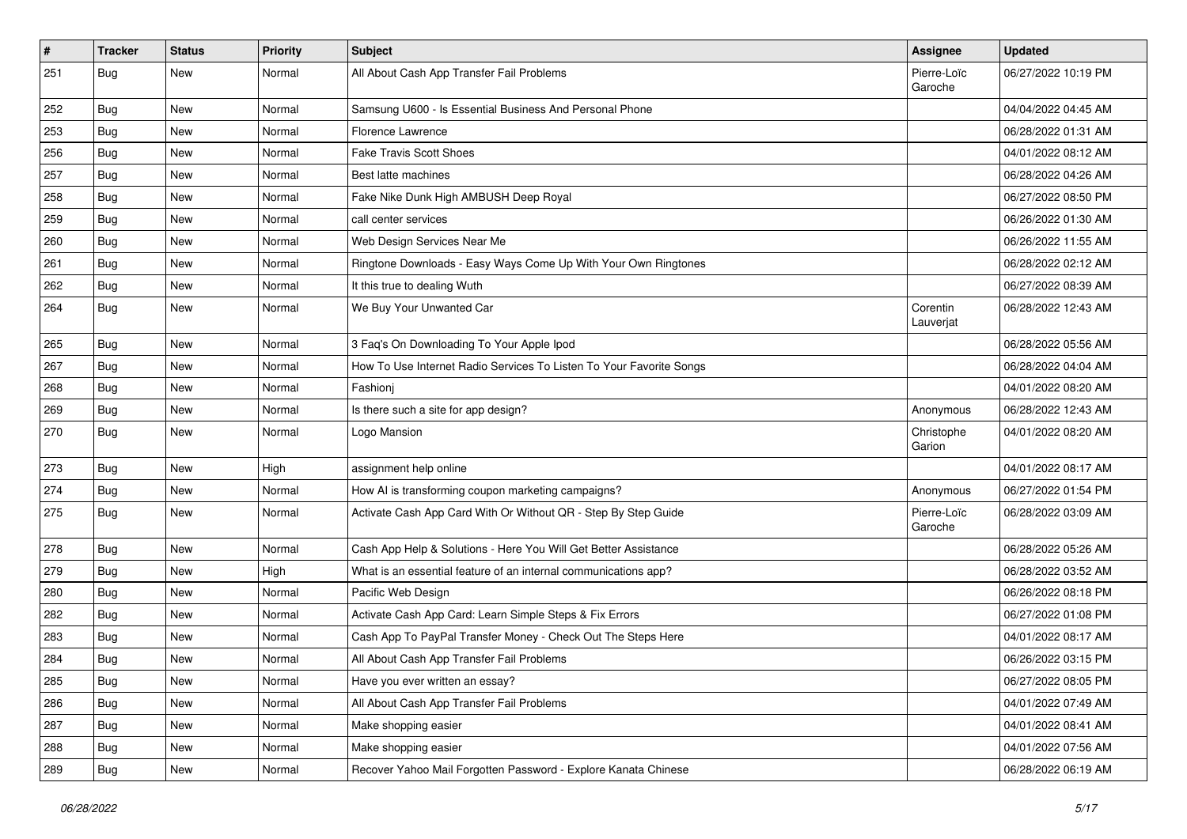| # | Tracker | Status | Priority | Subject | Assignee | Updated |
|---|---|---|---|---|---|---|
| 251 | Bug | New | Normal | All About Cash App Transfer Fail Problems | Pierre-Loïc Garoche | 06/27/2022 10:19 PM |
| 252 | Bug | New | Normal | Samsung U600 - Is Essential Business And Personal Phone | | 04/04/2022 04:45 AM |
| 253 | Bug | New | Normal | Florence Lawrence | | 06/28/2022 01:31 AM |
| 256 | Bug | New | Normal | Fake Travis Scott Shoes | | 04/01/2022 08:12 AM |
| 257 | Bug | New | Normal | Best latte machines | | 06/28/2022 04:26 AM |
| 258 | Bug | New | Normal | Fake Nike Dunk High AMBUSH Deep Royal | | 06/27/2022 08:50 PM |
| 259 | Bug | New | Normal | call center services | | 06/26/2022 01:30 AM |
| 260 | Bug | New | Normal | Web Design Services Near Me | | 06/26/2022 11:55 AM |
| 261 | Bug | New | Normal | Ringtone Downloads - Easy Ways Come Up With Your Own Ringtones | | 06/28/2022 02:12 AM |
| 262 | Bug | New | Normal | It this true to dealing Wuth | | 06/27/2022 08:39 AM |
| 264 | Bug | New | Normal | We Buy Your Unwanted Car | Corentin Lauverjat | 06/28/2022 12:43 AM |
| 265 | Bug | New | Normal | 3 Faq's On Downloading To Your Apple Ipod | | 06/28/2022 05:56 AM |
| 267 | Bug | New | Normal | How To Use Internet Radio Services To Listen To Your Favorite Songs | | 06/28/2022 04:04 AM |
| 268 | Bug | New | Normal | Fashionj | | 04/01/2022 08:20 AM |
| 269 | Bug | New | Normal | Is there such a site for app design? | Anonymous | 06/28/2022 12:43 AM |
| 270 | Bug | New | Normal | Logo Mansion | Christophe Garion | 04/01/2022 08:20 AM |
| 273 | Bug | New | High | assignment help online | | 04/01/2022 08:17 AM |
| 274 | Bug | New | Normal | How AI is transforming coupon marketing campaigns? | Anonymous | 06/27/2022 01:54 PM |
| 275 | Bug | New | Normal | Activate Cash App Card With Or Without QR - Step By Step Guide | Pierre-Loïc Garoche | 06/28/2022 03:09 AM |
| 278 | Bug | New | Normal | Cash App Help & Solutions - Here You Will Get Better Assistance | | 06/28/2022 05:26 AM |
| 279 | Bug | New | High | What is an essential feature of an internal communications app? | | 06/28/2022 03:52 AM |
| 280 | Bug | New | Normal | Pacific Web Design | | 06/26/2022 08:18 PM |
| 282 | Bug | New | Normal | Activate Cash App Card: Learn Simple Steps & Fix Errors | | 06/27/2022 01:08 PM |
| 283 | Bug | New | Normal | Cash App To PayPal Transfer Money - Check Out The Steps Here | | 04/01/2022 08:17 AM |
| 284 | Bug | New | Normal | All About Cash App Transfer Fail Problems | | 06/26/2022 03:15 PM |
| 285 | Bug | New | Normal | Have you ever written an essay? | | 06/27/2022 08:05 PM |
| 286 | Bug | New | Normal | All About Cash App Transfer Fail Problems | | 04/01/2022 07:49 AM |
| 287 | Bug | New | Normal | Make shopping easier | | 04/01/2022 08:41 AM |
| 288 | Bug | New | Normal | Make shopping easier | | 04/01/2022 07:56 AM |
| 289 | Bug | New | Normal | Recover Yahoo Mail Forgotten Password - Explore Kanata Chinese | | 06/28/2022 06:19 AM |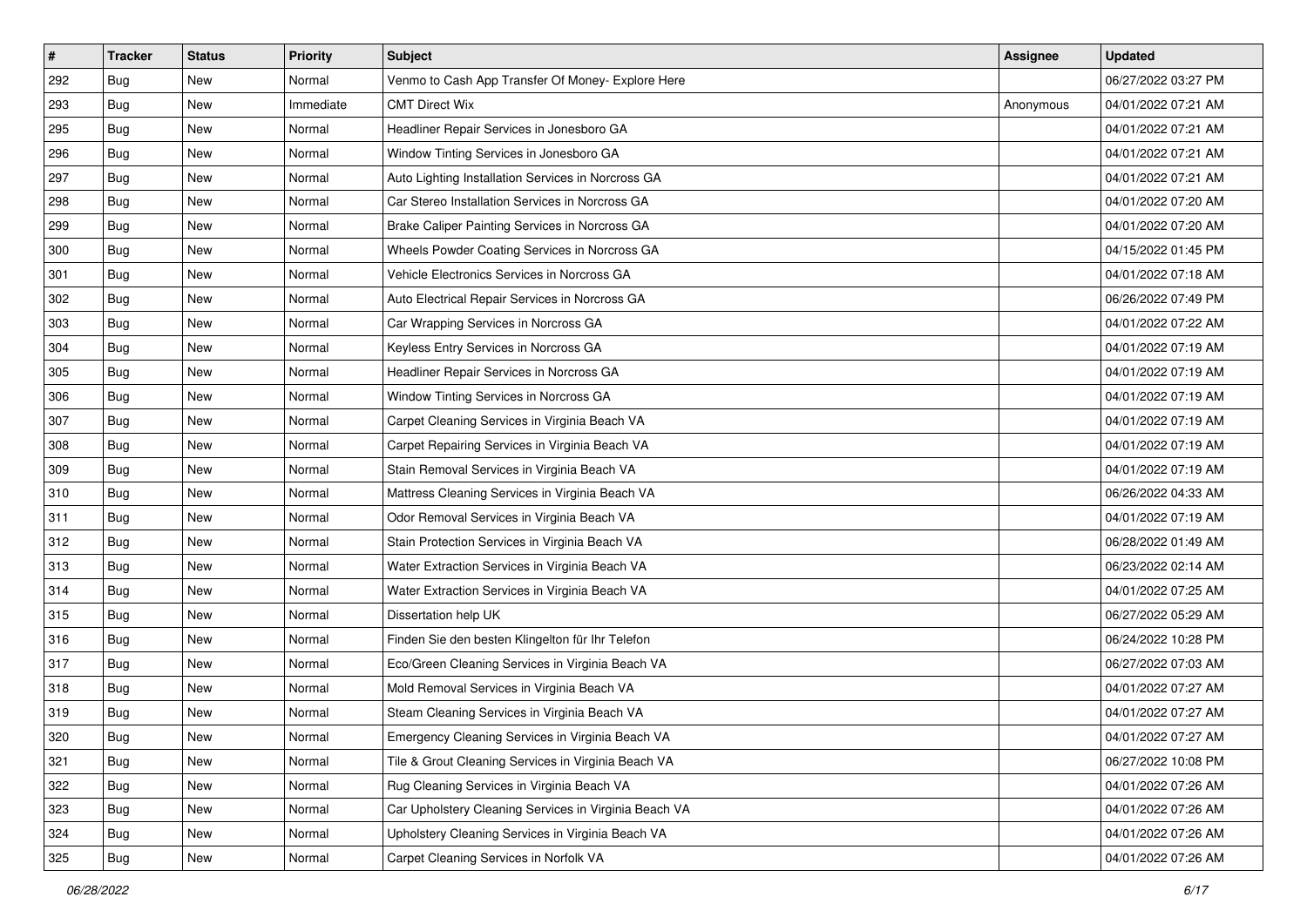| # | Tracker | Status | Priority | Subject | Assignee | Updated |
| --- | --- | --- | --- | --- | --- | --- |
| 292 | Bug | New | Normal | Venmo to Cash App Transfer Of Money- Explore Here | | 06/27/2022 03:27 PM |
| 293 | Bug | New | Immediate | CMT Direct Wix | Anonymous | 04/01/2022 07:21 AM |
| 295 | Bug | New | Normal | Headliner Repair Services in Jonesboro GA | | 04/01/2022 07:21 AM |
| 296 | Bug | New | Normal | Window Tinting Services in Jonesboro GA | | 04/01/2022 07:21 AM |
| 297 | Bug | New | Normal | Auto Lighting Installation Services in Norcross GA | | 04/01/2022 07:21 AM |
| 298 | Bug | New | Normal | Car Stereo Installation Services in Norcross GA | | 04/01/2022 07:20 AM |
| 299 | Bug | New | Normal | Brake Caliper Painting Services in Norcross GA | | 04/01/2022 07:20 AM |
| 300 | Bug | New | Normal | Wheels Powder Coating Services in Norcross GA | | 04/15/2022 01:45 PM |
| 301 | Bug | New | Normal | Vehicle Electronics Services in Norcross GA | | 04/01/2022 07:18 AM |
| 302 | Bug | New | Normal | Auto Electrical Repair Services in Norcross GA | | 06/26/2022 07:49 PM |
| 303 | Bug | New | Normal | Car Wrapping Services in Norcross GA | | 04/01/2022 07:22 AM |
| 304 | Bug | New | Normal | Keyless Entry Services in Norcross GA | | 04/01/2022 07:19 AM |
| 305 | Bug | New | Normal | Headliner Repair Services in Norcross GA | | 04/01/2022 07:19 AM |
| 306 | Bug | New | Normal | Window Tinting Services in Norcross GA | | 04/01/2022 07:19 AM |
| 307 | Bug | New | Normal | Carpet Cleaning Services in Virginia Beach VA | | 04/01/2022 07:19 AM |
| 308 | Bug | New | Normal | Carpet Repairing Services in Virginia Beach VA | | 04/01/2022 07:19 AM |
| 309 | Bug | New | Normal | Stain Removal Services in Virginia Beach VA | | 04/01/2022 07:19 AM |
| 310 | Bug | New | Normal | Mattress Cleaning Services in Virginia Beach VA | | 06/26/2022 04:33 AM |
| 311 | Bug | New | Normal | Odor Removal Services in Virginia Beach VA | | 04/01/2022 07:19 AM |
| 312 | Bug | New | Normal | Stain Protection Services in Virginia Beach VA | | 06/28/2022 01:49 AM |
| 313 | Bug | New | Normal | Water Extraction Services in Virginia Beach VA | | 06/23/2022 02:14 AM |
| 314 | Bug | New | Normal | Water Extraction Services in Virginia Beach VA | | 04/01/2022 07:25 AM |
| 315 | Bug | New | Normal | Dissertation help UK | | 06/27/2022 05:29 AM |
| 316 | Bug | New | Normal | Finden Sie den besten Klingelton für Ihr Telefon | | 06/24/2022 10:28 PM |
| 317 | Bug | New | Normal | Eco/Green Cleaning Services in Virginia Beach VA | | 06/27/2022 07:03 AM |
| 318 | Bug | New | Normal | Mold Removal Services in Virginia Beach VA | | 04/01/2022 07:27 AM |
| 319 | Bug | New | Normal | Steam Cleaning Services in Virginia Beach VA | | 04/01/2022 07:27 AM |
| 320 | Bug | New | Normal | Emergency Cleaning Services in Virginia Beach VA | | 04/01/2022 07:27 AM |
| 321 | Bug | New | Normal | Tile & Grout Cleaning Services in Virginia Beach VA | | 06/27/2022 10:08 PM |
| 322 | Bug | New | Normal | Rug Cleaning Services in Virginia Beach VA | | 04/01/2022 07:26 AM |
| 323 | Bug | New | Normal | Car Upholstery Cleaning Services in Virginia Beach VA | | 04/01/2022 07:26 AM |
| 324 | Bug | New | Normal | Upholstery Cleaning Services in Virginia Beach VA | | 04/01/2022 07:26 AM |
| 325 | Bug | New | Normal | Carpet Cleaning Services in Norfolk VA | | 04/01/2022 07:26 AM |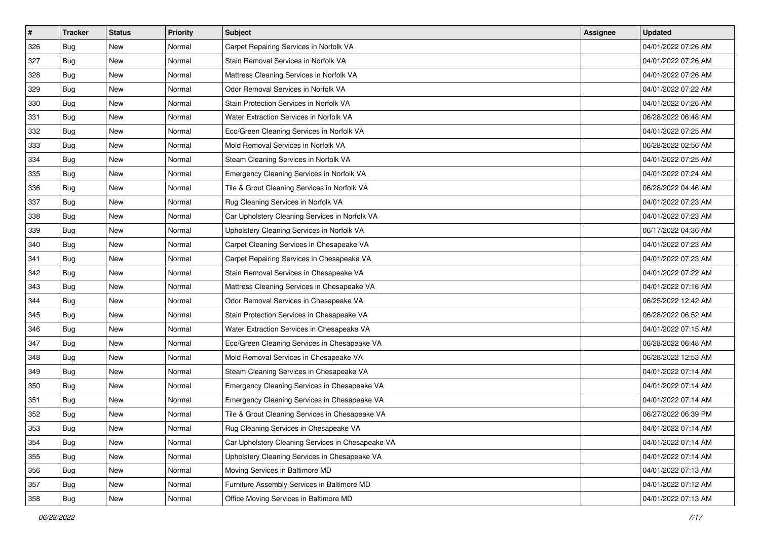| # | Tracker | Status | Priority | Subject | Assignee | Updated |
|---|---|---|---|---|---|---|
| 326 | Bug | New | Normal | Carpet Repairing Services in Norfolk VA | | 04/01/2022 07:26 AM |
| 327 | Bug | New | Normal | Stain Removal Services in Norfolk VA | | 04/01/2022 07:26 AM |
| 328 | Bug | New | Normal | Mattress Cleaning Services in Norfolk VA | | 04/01/2022 07:26 AM |
| 329 | Bug | New | Normal | Odor Removal Services in Norfolk VA | | 04/01/2022 07:22 AM |
| 330 | Bug | New | Normal | Stain Protection Services in Norfolk VA | | 04/01/2022 07:26 AM |
| 331 | Bug | New | Normal | Water Extraction Services in Norfolk VA | | 06/28/2022 06:48 AM |
| 332 | Bug | New | Normal | Eco/Green Cleaning Services in Norfolk VA | | 04/01/2022 07:25 AM |
| 333 | Bug | New | Normal | Mold Removal Services in Norfolk VA | | 06/28/2022 02:56 AM |
| 334 | Bug | New | Normal | Steam Cleaning Services in Norfolk VA | | 04/01/2022 07:25 AM |
| 335 | Bug | New | Normal | Emergency Cleaning Services in Norfolk VA | | 04/01/2022 07:24 AM |
| 336 | Bug | New | Normal | Tile & Grout Cleaning Services in Norfolk VA | | 06/28/2022 04:46 AM |
| 337 | Bug | New | Normal | Rug Cleaning Services in Norfolk VA | | 04/01/2022 07:23 AM |
| 338 | Bug | New | Normal | Car Upholstery Cleaning Services in Norfolk VA | | 04/01/2022 07:23 AM |
| 339 | Bug | New | Normal | Upholstery Cleaning Services in Norfolk VA | | 06/17/2022 04:36 AM |
| 340 | Bug | New | Normal | Carpet Cleaning Services in Chesapeake VA | | 04/01/2022 07:23 AM |
| 341 | Bug | New | Normal | Carpet Repairing Services in Chesapeake VA | | 04/01/2022 07:23 AM |
| 342 | Bug | New | Normal | Stain Removal Services in Chesapeake VA | | 04/01/2022 07:22 AM |
| 343 | Bug | New | Normal | Mattress Cleaning Services in Chesapeake VA | | 04/01/2022 07:16 AM |
| 344 | Bug | New | Normal | Odor Removal Services in Chesapeake VA | | 06/25/2022 12:42 AM |
| 345 | Bug | New | Normal | Stain Protection Services in Chesapeake VA | | 06/28/2022 06:52 AM |
| 346 | Bug | New | Normal | Water Extraction Services in Chesapeake VA | | 04/01/2022 07:15 AM |
| 347 | Bug | New | Normal | Eco/Green Cleaning Services in Chesapeake VA | | 06/28/2022 06:48 AM |
| 348 | Bug | New | Normal | Mold Removal Services in Chesapeake VA | | 06/28/2022 12:53 AM |
| 349 | Bug | New | Normal | Steam Cleaning Services in Chesapeake VA | | 04/01/2022 07:14 AM |
| 350 | Bug | New | Normal | Emergency Cleaning Services in Chesapeake VA | | 04/01/2022 07:14 AM |
| 351 | Bug | New | Normal | Emergency Cleaning Services in Chesapeake VA | | 04/01/2022 07:14 AM |
| 352 | Bug | New | Normal | Tile & Grout Cleaning Services in Chesapeake VA | | 06/27/2022 06:39 PM |
| 353 | Bug | New | Normal | Rug Cleaning Services in Chesapeake VA | | 04/01/2022 07:14 AM |
| 354 | Bug | New | Normal | Car Upholstery Cleaning Services in Chesapeake VA | | 04/01/2022 07:14 AM |
| 355 | Bug | New | Normal | Upholstery Cleaning Services in Chesapeake VA | | 04/01/2022 07:14 AM |
| 356 | Bug | New | Normal | Moving Services in Baltimore MD | | 04/01/2022 07:13 AM |
| 357 | Bug | New | Normal | Furniture Assembly Services in Baltimore MD | | 04/01/2022 07:12 AM |
| 358 | Bug | New | Normal | Office Moving Services in Baltimore MD | | 04/01/2022 07:13 AM |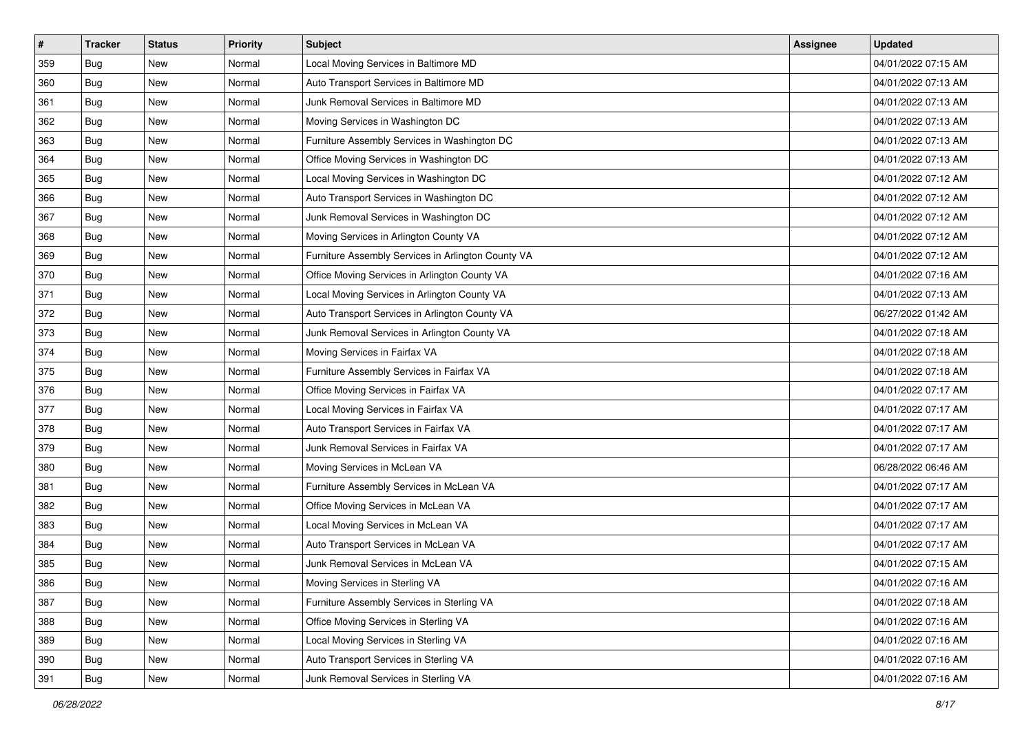| # | Tracker | Status | Priority | Subject | Assignee | Updated |
|---|---|---|---|---|---|---|
| 359 | Bug | New | Normal | Local Moving Services in Baltimore MD | | 04/01/2022 07:15 AM |
| 360 | Bug | New | Normal | Auto Transport Services in Baltimore MD | | 04/01/2022 07:13 AM |
| 361 | Bug | New | Normal | Junk Removal Services in Baltimore MD | | 04/01/2022 07:13 AM |
| 362 | Bug | New | Normal | Moving Services in Washington DC | | 04/01/2022 07:13 AM |
| 363 | Bug | New | Normal | Furniture Assembly Services in Washington DC | | 04/01/2022 07:13 AM |
| 364 | Bug | New | Normal | Office Moving Services in Washington DC | | 04/01/2022 07:13 AM |
| 365 | Bug | New | Normal | Local Moving Services in Washington DC | | 04/01/2022 07:12 AM |
| 366 | Bug | New | Normal | Auto Transport Services in Washington DC | | 04/01/2022 07:12 AM |
| 367 | Bug | New | Normal | Junk Removal Services in Washington DC | | 04/01/2022 07:12 AM |
| 368 | Bug | New | Normal | Moving Services in Arlington County VA | | 04/01/2022 07:12 AM |
| 369 | Bug | New | Normal | Furniture Assembly Services in Arlington County VA | | 04/01/2022 07:12 AM |
| 370 | Bug | New | Normal | Office Moving Services in Arlington County VA | | 04/01/2022 07:16 AM |
| 371 | Bug | New | Normal | Local Moving Services in Arlington County VA | | 04/01/2022 07:13 AM |
| 372 | Bug | New | Normal | Auto Transport Services in Arlington County VA | | 06/27/2022 01:42 AM |
| 373 | Bug | New | Normal | Junk Removal Services in Arlington County VA | | 04/01/2022 07:18 AM |
| 374 | Bug | New | Normal | Moving Services in Fairfax VA | | 04/01/2022 07:18 AM |
| 375 | Bug | New | Normal | Furniture Assembly Services in Fairfax VA | | 04/01/2022 07:18 AM |
| 376 | Bug | New | Normal | Office Moving Services in Fairfax VA | | 04/01/2022 07:17 AM |
| 377 | Bug | New | Normal | Local Moving Services in Fairfax VA | | 04/01/2022 07:17 AM |
| 378 | Bug | New | Normal | Auto Transport Services in Fairfax VA | | 04/01/2022 07:17 AM |
| 379 | Bug | New | Normal | Junk Removal Services in Fairfax VA | | 04/01/2022 07:17 AM |
| 380 | Bug | New | Normal | Moving Services in McLean VA | | 06/28/2022 06:46 AM |
| 381 | Bug | New | Normal | Furniture Assembly Services in McLean VA | | 04/01/2022 07:17 AM |
| 382 | Bug | New | Normal | Office Moving Services in McLean VA | | 04/01/2022 07:17 AM |
| 383 | Bug | New | Normal | Local Moving Services in McLean VA | | 04/01/2022 07:17 AM |
| 384 | Bug | New | Normal | Auto Transport Services in McLean VA | | 04/01/2022 07:17 AM |
| 385 | Bug | New | Normal | Junk Removal Services in McLean VA | | 04/01/2022 07:15 AM |
| 386 | Bug | New | Normal | Moving Services in Sterling VA | | 04/01/2022 07:16 AM |
| 387 | Bug | New | Normal | Furniture Assembly Services in Sterling VA | | 04/01/2022 07:18 AM |
| 388 | Bug | New | Normal | Office Moving Services in Sterling VA | | 04/01/2022 07:16 AM |
| 389 | Bug | New | Normal | Local Moving Services in Sterling VA | | 04/01/2022 07:16 AM |
| 390 | Bug | New | Normal | Auto Transport Services in Sterling VA | | 04/01/2022 07:16 AM |
| 391 | Bug | New | Normal | Junk Removal Services in Sterling VA | | 04/01/2022 07:16 AM |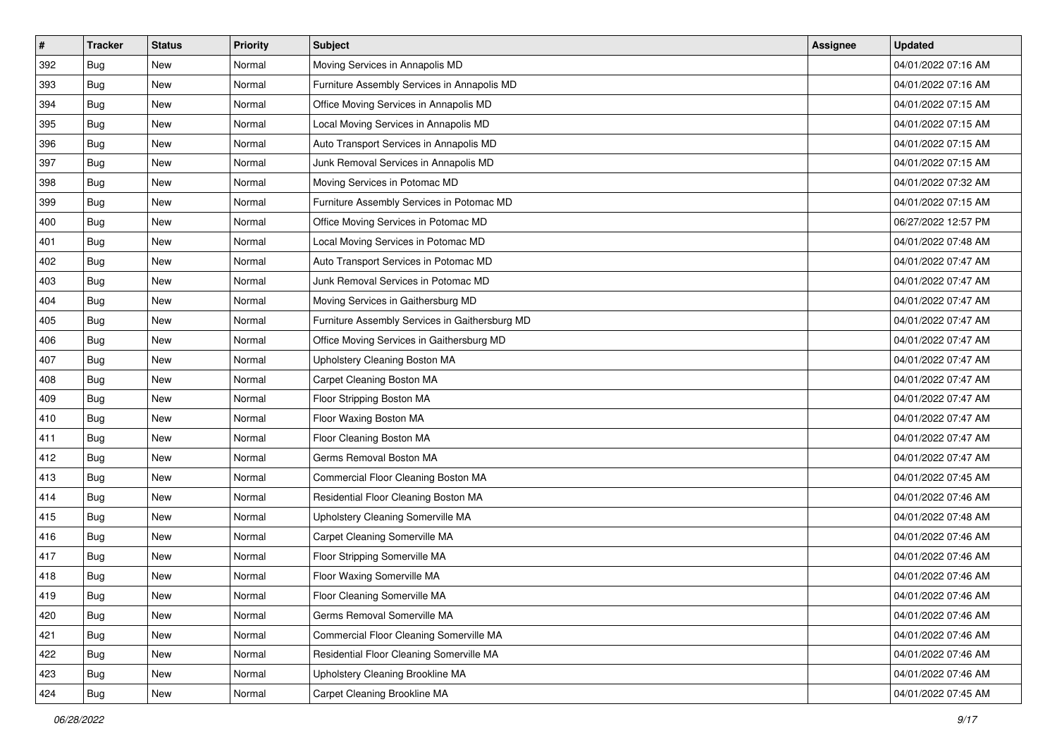| # | Tracker | Status | Priority | Subject | Assignee | Updated |
| --- | --- | --- | --- | --- | --- | --- |
| 392 | Bug | New | Normal | Moving Services in Annapolis MD | | 04/01/2022 07:16 AM |
| 393 | Bug | New | Normal | Furniture Assembly Services in Annapolis MD | | 04/01/2022 07:16 AM |
| 394 | Bug | New | Normal | Office Moving Services in Annapolis MD | | 04/01/2022 07:15 AM |
| 395 | Bug | New | Normal | Local Moving Services in Annapolis MD | | 04/01/2022 07:15 AM |
| 396 | Bug | New | Normal | Auto Transport Services in Annapolis MD | | 04/01/2022 07:15 AM |
| 397 | Bug | New | Normal | Junk Removal Services in Annapolis MD | | 04/01/2022 07:15 AM |
| 398 | Bug | New | Normal | Moving Services in Potomac MD | | 04/01/2022 07:32 AM |
| 399 | Bug | New | Normal | Furniture Assembly Services in Potomac MD | | 04/01/2022 07:15 AM |
| 400 | Bug | New | Normal | Office Moving Services in Potomac MD | | 06/27/2022 12:57 PM |
| 401 | Bug | New | Normal | Local Moving Services in Potomac MD | | 04/01/2022 07:48 AM |
| 402 | Bug | New | Normal | Auto Transport Services in Potomac MD | | 04/01/2022 07:47 AM |
| 403 | Bug | New | Normal | Junk Removal Services in Potomac MD | | 04/01/2022 07:47 AM |
| 404 | Bug | New | Normal | Moving Services in Gaithersburg MD | | 04/01/2022 07:47 AM |
| 405 | Bug | New | Normal | Furniture Assembly Services in Gaithersburg MD | | 04/01/2022 07:47 AM |
| 406 | Bug | New | Normal | Office Moving Services in Gaithersburg MD | | 04/01/2022 07:47 AM |
| 407 | Bug | New | Normal | Upholstery Cleaning Boston MA | | 04/01/2022 07:47 AM |
| 408 | Bug | New | Normal | Carpet Cleaning Boston MA | | 04/01/2022 07:47 AM |
| 409 | Bug | New | Normal | Floor Stripping Boston MA | | 04/01/2022 07:47 AM |
| 410 | Bug | New | Normal | Floor Waxing Boston MA | | 04/01/2022 07:47 AM |
| 411 | Bug | New | Normal | Floor Cleaning Boston MA | | 04/01/2022 07:47 AM |
| 412 | Bug | New | Normal | Germs Removal Boston MA | | 04/01/2022 07:47 AM |
| 413 | Bug | New | Normal | Commercial Floor Cleaning Boston MA | | 04/01/2022 07:45 AM |
| 414 | Bug | New | Normal | Residential Floor Cleaning Boston MA | | 04/01/2022 07:46 AM |
| 415 | Bug | New | Normal | Upholstery Cleaning Somerville MA | | 04/01/2022 07:48 AM |
| 416 | Bug | New | Normal | Carpet Cleaning Somerville MA | | 04/01/2022 07:46 AM |
| 417 | Bug | New | Normal | Floor Stripping Somerville MA | | 04/01/2022 07:46 AM |
| 418 | Bug | New | Normal | Floor Waxing Somerville MA | | 04/01/2022 07:46 AM |
| 419 | Bug | New | Normal | Floor Cleaning Somerville MA | | 04/01/2022 07:46 AM |
| 420 | Bug | New | Normal | Germs Removal Somerville MA | | 04/01/2022 07:46 AM |
| 421 | Bug | New | Normal | Commercial Floor Cleaning Somerville MA | | 04/01/2022 07:46 AM |
| 422 | Bug | New | Normal | Residential Floor Cleaning Somerville MA | | 04/01/2022 07:46 AM |
| 423 | Bug | New | Normal | Upholstery Cleaning Brookline MA | | 04/01/2022 07:46 AM |
| 424 | Bug | New | Normal | Carpet Cleaning Brookline MA | | 04/01/2022 07:45 AM |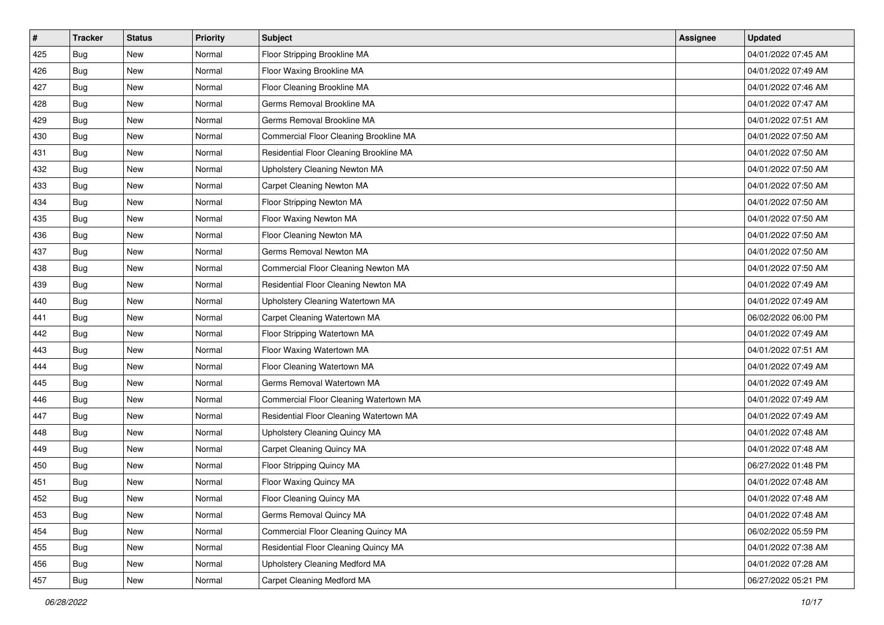| # | Tracker | Status | Priority | Subject | Assignee | Updated |
|---|---|---|---|---|---|---|
| 425 | Bug | New | Normal | Floor Stripping Brookline MA | | 04/01/2022 07:45 AM |
| 426 | Bug | New | Normal | Floor Waxing Brookline MA | | 04/01/2022 07:49 AM |
| 427 | Bug | New | Normal | Floor Cleaning Brookline MA | | 04/01/2022 07:46 AM |
| 428 | Bug | New | Normal | Germs Removal Brookline MA | | 04/01/2022 07:47 AM |
| 429 | Bug | New | Normal | Germs Removal Brookline MA | | 04/01/2022 07:51 AM |
| 430 | Bug | New | Normal | Commercial Floor Cleaning Brookline MA | | 04/01/2022 07:50 AM |
| 431 | Bug | New | Normal | Residential Floor Cleaning Brookline MA | | 04/01/2022 07:50 AM |
| 432 | Bug | New | Normal | Upholstery Cleaning Newton MA | | 04/01/2022 07:50 AM |
| 433 | Bug | New | Normal | Carpet Cleaning Newton MA | | 04/01/2022 07:50 AM |
| 434 | Bug | New | Normal | Floor Stripping Newton MA | | 04/01/2022 07:50 AM |
| 435 | Bug | New | Normal | Floor Waxing Newton MA | | 04/01/2022 07:50 AM |
| 436 | Bug | New | Normal | Floor Cleaning Newton MA | | 04/01/2022 07:50 AM |
| 437 | Bug | New | Normal | Germs Removal Newton MA | | 04/01/2022 07:50 AM |
| 438 | Bug | New | Normal | Commercial Floor Cleaning Newton MA | | 04/01/2022 07:50 AM |
| 439 | Bug | New | Normal | Residential Floor Cleaning Newton MA | | 04/01/2022 07:49 AM |
| 440 | Bug | New | Normal | Upholstery Cleaning Watertown MA | | 04/01/2022 07:49 AM |
| 441 | Bug | New | Normal | Carpet Cleaning Watertown MA | | 06/02/2022 06:00 PM |
| 442 | Bug | New | Normal | Floor Stripping Watertown MA | | 04/01/2022 07:49 AM |
| 443 | Bug | New | Normal | Floor Waxing Watertown MA | | 04/01/2022 07:51 AM |
| 444 | Bug | New | Normal | Floor Cleaning Watertown MA | | 04/01/2022 07:49 AM |
| 445 | Bug | New | Normal | Germs Removal Watertown MA | | 04/01/2022 07:49 AM |
| 446 | Bug | New | Normal | Commercial Floor Cleaning Watertown MA | | 04/01/2022 07:49 AM |
| 447 | Bug | New | Normal | Residential Floor Cleaning Watertown MA | | 04/01/2022 07:49 AM |
| 448 | Bug | New | Normal | Upholstery Cleaning Quincy MA | | 04/01/2022 07:48 AM |
| 449 | Bug | New | Normal | Carpet Cleaning Quincy MA | | 04/01/2022 07:48 AM |
| 450 | Bug | New | Normal | Floor Stripping Quincy MA | | 06/27/2022 01:48 PM |
| 451 | Bug | New | Normal | Floor Waxing Quincy MA | | 04/01/2022 07:48 AM |
| 452 | Bug | New | Normal | Floor Cleaning Quincy MA | | 04/01/2022 07:48 AM |
| 453 | Bug | New | Normal | Germs Removal Quincy MA | | 04/01/2022 07:48 AM |
| 454 | Bug | New | Normal | Commercial Floor Cleaning Quincy MA | | 06/02/2022 05:59 PM |
| 455 | Bug | New | Normal | Residential Floor Cleaning Quincy MA | | 04/01/2022 07:38 AM |
| 456 | Bug | New | Normal | Upholstery Cleaning Medford MA | | 04/01/2022 07:28 AM |
| 457 | Bug | New | Normal | Carpet Cleaning Medford MA | | 06/27/2022 05:21 PM |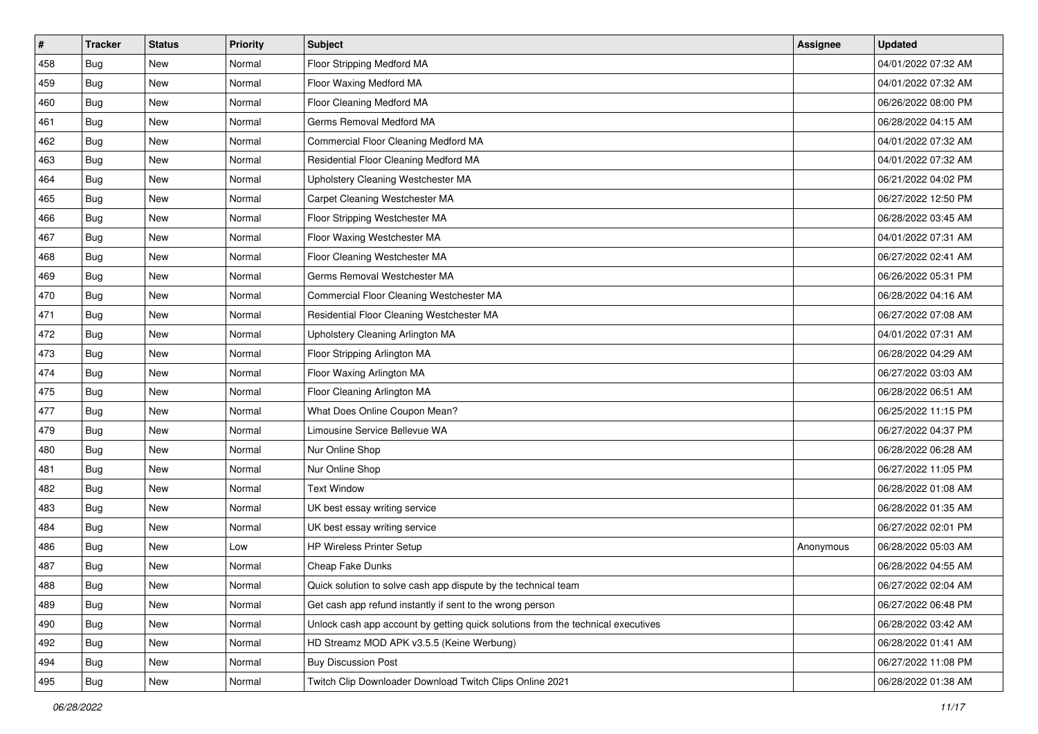| # | Tracker | Status | Priority | Subject | Assignee | Updated |
|---|---|---|---|---|---|---|
| 458 | Bug | New | Normal | Floor Stripping Medford MA | | 04/01/2022 07:32 AM |
| 459 | Bug | New | Normal | Floor Waxing Medford MA | | 04/01/2022 07:32 AM |
| 460 | Bug | New | Normal | Floor Cleaning Medford MA | | 06/26/2022 08:00 PM |
| 461 | Bug | New | Normal | Germs Removal Medford MA | | 06/28/2022 04:15 AM |
| 462 | Bug | New | Normal | Commercial Floor Cleaning Medford MA | | 04/01/2022 07:32 AM |
| 463 | Bug | New | Normal | Residential Floor Cleaning Medford MA | | 04/01/2022 07:32 AM |
| 464 | Bug | New | Normal | Upholstery Cleaning Westchester MA | | 06/21/2022 04:02 PM |
| 465 | Bug | New | Normal | Carpet Cleaning Westchester MA | | 06/27/2022 12:50 PM |
| 466 | Bug | New | Normal | Floor Stripping Westchester MA | | 06/28/2022 03:45 AM |
| 467 | Bug | New | Normal | Floor Waxing Westchester MA | | 04/01/2022 07:31 AM |
| 468 | Bug | New | Normal | Floor Cleaning Westchester MA | | 06/27/2022 02:41 AM |
| 469 | Bug | New | Normal | Germs Removal Westchester MA | | 06/26/2022 05:31 PM |
| 470 | Bug | New | Normal | Commercial Floor Cleaning Westchester MA | | 06/28/2022 04:16 AM |
| 471 | Bug | New | Normal | Residential Floor Cleaning Westchester MA | | 06/27/2022 07:08 AM |
| 472 | Bug | New | Normal | Upholstery Cleaning Arlington MA | | 04/01/2022 07:31 AM |
| 473 | Bug | New | Normal | Floor Stripping Arlington MA | | 06/28/2022 04:29 AM |
| 474 | Bug | New | Normal | Floor Waxing Arlington MA | | 06/27/2022 03:03 AM |
| 475 | Bug | New | Normal | Floor Cleaning Arlington MA | | 06/28/2022 06:51 AM |
| 477 | Bug | New | Normal | What Does Online Coupon Mean? | | 06/25/2022 11:15 PM |
| 479 | Bug | New | Normal | Limousine Service Bellevue WA | | 06/27/2022 04:37 PM |
| 480 | Bug | New | Normal | Nur Online Shop | | 06/28/2022 06:28 AM |
| 481 | Bug | New | Normal | Nur Online Shop | | 06/27/2022 11:05 PM |
| 482 | Bug | New | Normal | Text Window | | 06/28/2022 01:08 AM |
| 483 | Bug | New | Normal | UK best essay writing service | | 06/28/2022 01:35 AM |
| 484 | Bug | New | Normal | UK best essay writing service | | 06/27/2022 02:01 PM |
| 486 | Bug | New | Low | HP Wireless Printer Setup | Anonymous | 06/28/2022 05:03 AM |
| 487 | Bug | New | Normal | Cheap Fake Dunks | | 06/28/2022 04:55 AM |
| 488 | Bug | New | Normal | Quick solution to solve cash app dispute by the technical team | | 06/27/2022 02:04 AM |
| 489 | Bug | New | Normal | Get cash app refund instantly if sent to the wrong person | | 06/27/2022 06:48 PM |
| 490 | Bug | New | Normal | Unlock cash app account by getting quick solutions from the technical executives | | 06/28/2022 03:42 AM |
| 492 | Bug | New | Normal | HD Streamz MOD APK v3.5.5 (Keine Werbung) | | 06/28/2022 01:41 AM |
| 494 | Bug | New | Normal | Buy Discussion Post | | 06/27/2022 11:08 PM |
| 495 | Bug | New | Normal | Twitch Clip Downloader Download Twitch Clips Online 2021 | | 06/28/2022 01:38 AM |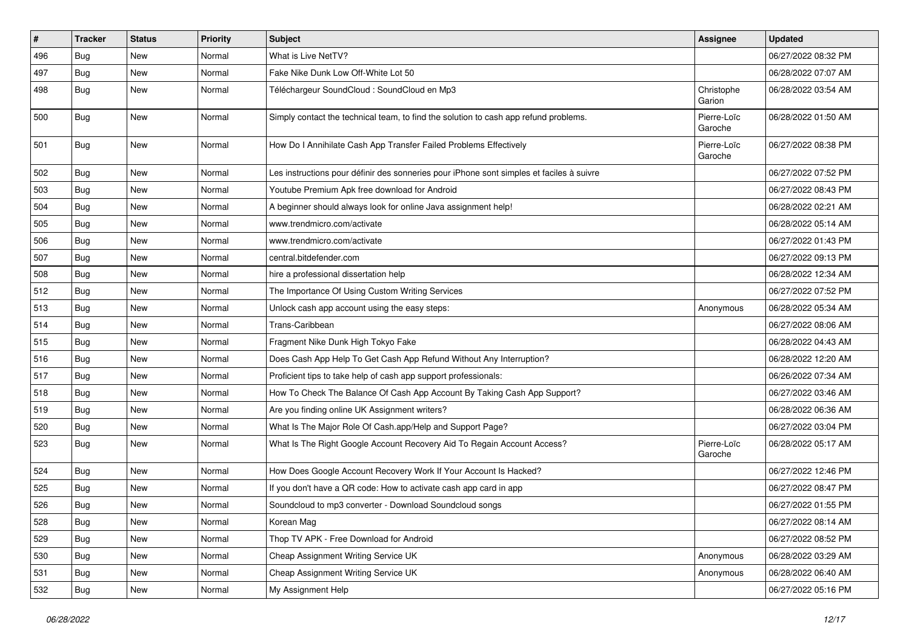| # | Tracker | Status | Priority | Subject | Assignee | Updated |
|---|---|---|---|---|---|---|
| 496 | Bug | New | Normal | What is Live NetTV? | | 06/27/2022 08:32 PM |
| 497 | Bug | New | Normal | Fake Nike Dunk Low Off-White Lot 50 | | 06/28/2022 07:07 AM |
| 498 | Bug | New | Normal | Téléchargeur SoundCloud : SoundCloud en Mp3 | Christophe Garion | 06/28/2022 03:54 AM |
| 500 | Bug | New | Normal | Simply contact the technical team, to find the solution to cash app refund problems. | Pierre-Loïc Garoche | 06/28/2022 01:50 AM |
| 501 | Bug | New | Normal | How Do I Annihilate Cash App Transfer Failed Problems Effectively | Pierre-Loïc Garoche | 06/27/2022 08:38 PM |
| 502 | Bug | New | Normal | Les instructions pour définir des sonneries pour iPhone sont simples et faciles à suivre | | 06/27/2022 07:52 PM |
| 503 | Bug | New | Normal | Youtube Premium Apk free download for Android | | 06/27/2022 08:43 PM |
| 504 | Bug | New | Normal | A beginner should always look for online Java assignment help! | | 06/28/2022 02:21 AM |
| 505 | Bug | New | Normal | www.trendmicro.com/activate | | 06/28/2022 05:14 AM |
| 506 | Bug | New | Normal | www.trendmicro.com/activate | | 06/27/2022 01:43 PM |
| 507 | Bug | New | Normal | central.bitdefender.com | | 06/27/2022 09:13 PM |
| 508 | Bug | New | Normal | hire a professional dissertation help | | 06/28/2022 12:34 AM |
| 512 | Bug | New | Normal | The Importance Of Using Custom Writing Services | | 06/27/2022 07:52 PM |
| 513 | Bug | New | Normal | Unlock cash app account using the easy steps: | Anonymous | 06/28/2022 05:34 AM |
| 514 | Bug | New | Normal | Trans-Caribbean | | 06/27/2022 08:06 AM |
| 515 | Bug | New | Normal | Fragment Nike Dunk High Tokyo Fake | | 06/28/2022 04:43 AM |
| 516 | Bug | New | Normal | Does Cash App Help To Get Cash App Refund Without Any Interruption? | | 06/28/2022 12:20 AM |
| 517 | Bug | New | Normal | Proficient tips to take help of cash app support professionals: | | 06/26/2022 07:34 AM |
| 518 | Bug | New | Normal | How To Check The Balance Of Cash App Account By Taking Cash App Support? | | 06/27/2022 03:46 AM |
| 519 | Bug | New | Normal | Are you finding online UK Assignment writers? | | 06/28/2022 06:36 AM |
| 520 | Bug | New | Normal | What Is The Major Role Of Cash.app/Help and Support Page? | | 06/27/2022 03:04 PM |
| 523 | Bug | New | Normal | What Is The Right Google Account Recovery Aid To Regain Account Access? | Pierre-Loïc Garoche | 06/28/2022 05:17 AM |
| 524 | Bug | New | Normal | How Does Google Account Recovery Work If Your Account Is Hacked? | | 06/27/2022 12:46 PM |
| 525 | Bug | New | Normal | If you don't have a QR code: How to activate cash app card in app | | 06/27/2022 08:47 PM |
| 526 | Bug | New | Normal | Soundcloud to mp3 converter - Download Soundcloud songs | | 06/27/2022 01:55 PM |
| 528 | Bug | New | Normal | Korean Mag | | 06/27/2022 08:14 AM |
| 529 | Bug | New | Normal | Thop TV APK - Free Download for Android | | 06/27/2022 08:52 PM |
| 530 | Bug | New | Normal | Cheap Assignment Writing Service UK | Anonymous | 06/28/2022 03:29 AM |
| 531 | Bug | New | Normal | Cheap Assignment Writing Service UK | Anonymous | 06/28/2022 06:40 AM |
| 532 | Bug | New | Normal | My Assignment Help | | 06/27/2022 05:16 PM |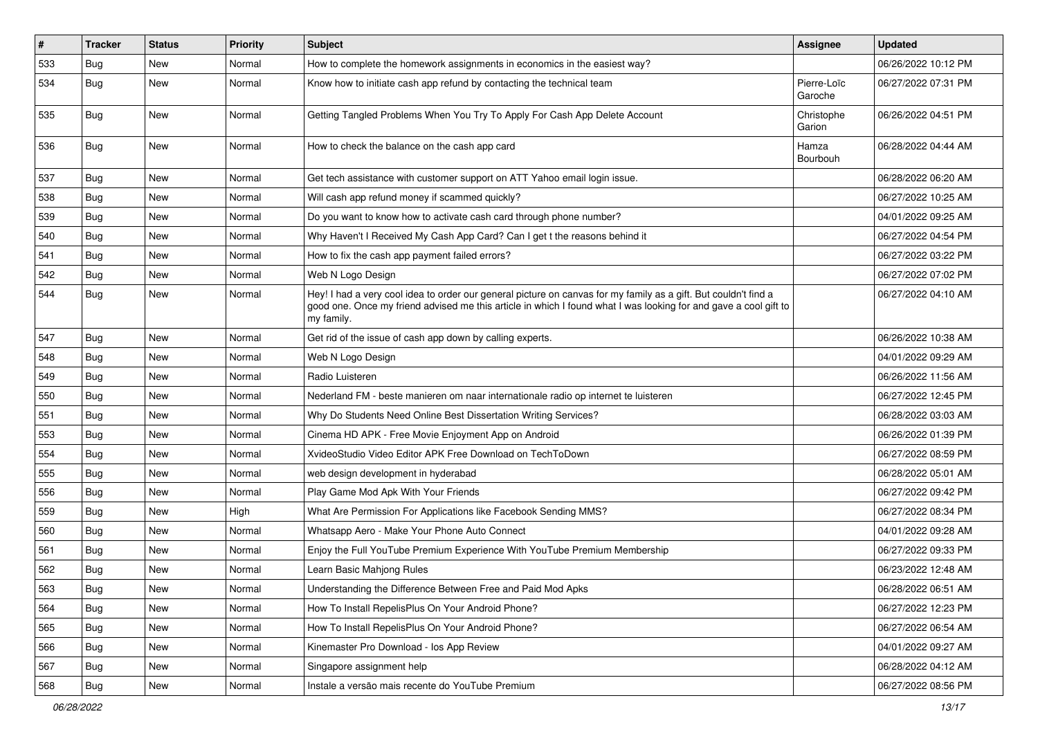| # | Tracker | Status | Priority | Subject | Assignee | Updated |
|---|---|---|---|---|---|---|
| 533 | Bug | New | Normal | How to complete the homework assignments in economics in the easiest way? | | 06/26/2022 10:12 PM |
| 534 | Bug | New | Normal | Know how to initiate cash app refund by contacting the technical team | Pierre-Loïc Garoche | 06/27/2022 07:31 PM |
| 535 | Bug | New | Normal | Getting Tangled Problems When You Try To Apply For Cash App Delete Account | Christophe Garion | 06/26/2022 04:51 PM |
| 536 | Bug | New | Normal | How to check the balance on the cash app card | Hamza Bourbouh | 06/28/2022 04:44 AM |
| 537 | Bug | New | Normal | Get tech assistance with customer support on ATT Yahoo email login issue. | | 06/28/2022 06:20 AM |
| 538 | Bug | New | Normal | Will cash app refund money if scammed quickly? | | 06/27/2022 10:25 AM |
| 539 | Bug | New | Normal | Do you want to know how to activate cash card through phone number? | | 04/01/2022 09:25 AM |
| 540 | Bug | New | Normal | Why Haven't I Received My Cash App Card? Can I get t the reasons behind it | | 06/27/2022 04:54 PM |
| 541 | Bug | New | Normal | How to fix the cash app payment failed errors? | | 06/27/2022 03:22 PM |
| 542 | Bug | New | Normal | Web N Logo Design | | 06/27/2022 07:02 PM |
| 544 | Bug | New | Normal | Hey! I had a very cool idea to order our general picture on canvas for my family as a gift. But couldn't find a good one. Once my friend advised me this article in which I found what I was looking for and gave a cool gift to my family. | | 06/27/2022 04:10 AM |
| 547 | Bug | New | Normal | Get rid of the issue of cash app down by calling experts. | | 06/26/2022 10:38 AM |
| 548 | Bug | New | Normal | Web N Logo Design | | 04/01/2022 09:29 AM |
| 549 | Bug | New | Normal | Radio Luisteren | | 06/26/2022 11:56 AM |
| 550 | Bug | New | Normal | Nederland FM - beste manieren om naar internationale radio op internet te luisteren | | 06/27/2022 12:45 PM |
| 551 | Bug | New | Normal | Why Do Students Need Online Best Dissertation Writing Services? | | 06/28/2022 03:03 AM |
| 553 | Bug | New | Normal | Cinema HD APK - Free Movie Enjoyment App on Android | | 06/26/2022 01:39 PM |
| 554 | Bug | New | Normal | XvideoStudio Video Editor APK Free Download on TechToDown | | 06/27/2022 08:59 PM |
| 555 | Bug | New | Normal | web design development in hyderabad | | 06/28/2022 05:01 AM |
| 556 | Bug | New | Normal | Play Game Mod Apk With Your Friends | | 06/27/2022 09:42 PM |
| 559 | Bug | New | High | What Are Permission For Applications like Facebook Sending MMS? | | 06/27/2022 08:34 PM |
| 560 | Bug | New | Normal | Whatsapp Aero - Make Your Phone Auto Connect | | 04/01/2022 09:28 AM |
| 561 | Bug | New | Normal | Enjoy the Full YouTube Premium Experience With YouTube Premium Membership | | 06/27/2022 09:33 PM |
| 562 | Bug | New | Normal | Learn Basic Mahjong Rules | | 06/23/2022 12:48 AM |
| 563 | Bug | New | Normal | Understanding the Difference Between Free and Paid Mod Apks | | 06/28/2022 06:51 AM |
| 564 | Bug | New | Normal | How To Install RepelisPlus On Your Android Phone? | | 06/27/2022 12:23 PM |
| 565 | Bug | New | Normal | How To Install RepelisPlus On Your Android Phone? | | 06/27/2022 06:54 AM |
| 566 | Bug | New | Normal | Kinemaster Pro Download - Ios App Review | | 04/01/2022 09:27 AM |
| 567 | Bug | New | Normal | Singapore assignment help | | 06/28/2022 04:12 AM |
| 568 | Bug | New | Normal | Instale a versão mais recente do YouTube Premium | | 06/27/2022 08:56 PM |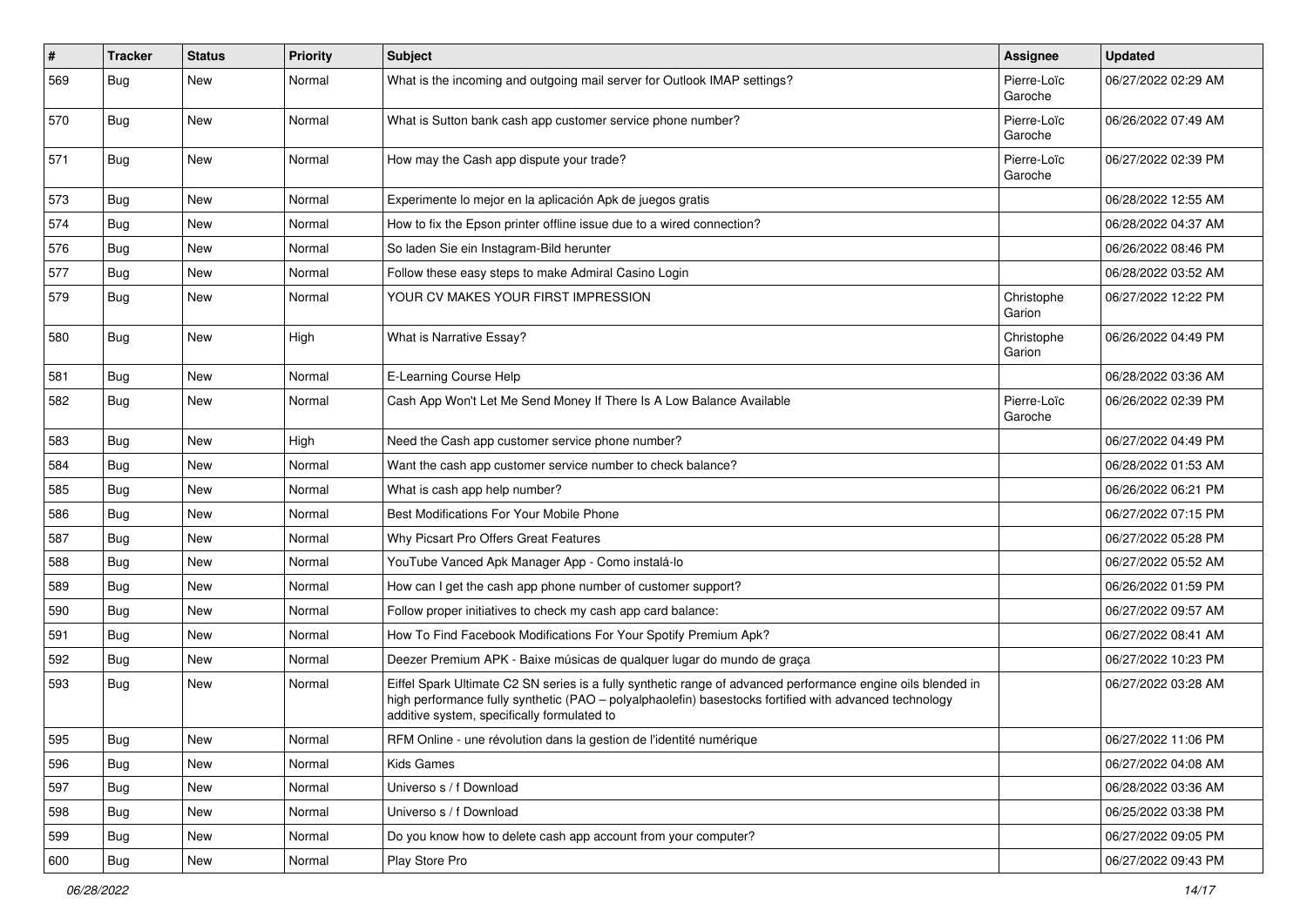| # | Tracker | Status | Priority | Subject | Assignee | Updated |
|---|---|---|---|---|---|---|
| 569 | Bug | New | Normal | What is the incoming and outgoing mail server for Outlook IMAP settings? | Pierre-Loïc Garoche | 06/27/2022 02:29 AM |
| 570 | Bug | New | Normal | What is Sutton bank cash app customer service phone number? | Pierre-Loïc Garoche | 06/26/2022 07:49 AM |
| 571 | Bug | New | Normal | How may the Cash app dispute your trade? | Pierre-Loïc Garoche | 06/27/2022 02:39 PM |
| 573 | Bug | New | Normal | Experimente lo mejor en la aplicación Apk de juegos gratis | | 06/28/2022 12:55 AM |
| 574 | Bug | New | Normal | How to fix the Epson printer offline issue due to a wired connection? | | 06/28/2022 04:37 AM |
| 576 | Bug | New | Normal | So laden Sie ein Instagram-Bild herunter | | 06/26/2022 08:46 PM |
| 577 | Bug | New | Normal | Follow these easy steps to make Admiral Casino Login | | 06/28/2022 03:52 AM |
| 579 | Bug | New | Normal | YOUR CV MAKES YOUR FIRST IMPRESSION | Christophe Garion | 06/27/2022 12:22 PM |
| 580 | Bug | New | High | What is Narrative Essay? | Christophe Garion | 06/26/2022 04:49 PM |
| 581 | Bug | New | Normal | E-Learning Course Help | | 06/28/2022 03:36 AM |
| 582 | Bug | New | Normal | Cash App Won't Let Me Send Money If There Is A Low Balance Available | Pierre-Loïc Garoche | 06/26/2022 02:39 PM |
| 583 | Bug | New | High | Need the Cash app customer service phone number? | | 06/27/2022 04:49 PM |
| 584 | Bug | New | Normal | Want the cash app customer service number to check balance? | | 06/28/2022 01:53 AM |
| 585 | Bug | New | Normal | What is cash app help number? | | 06/26/2022 06:21 PM |
| 586 | Bug | New | Normal | Best Modifications For Your Mobile Phone | | 06/27/2022 07:15 PM |
| 587 | Bug | New | Normal | Why Picsart Pro Offers Great Features | | 06/27/2022 05:28 PM |
| 588 | Bug | New | Normal | YouTube Vanced Apk Manager App - Como instalá-lo | | 06/27/2022 05:52 AM |
| 589 | Bug | New | Normal | How can I get the cash app phone number of customer support? | | 06/26/2022 01:59 PM |
| 590 | Bug | New | Normal | Follow proper initiatives to check my cash app card balance: | | 06/27/2022 09:57 AM |
| 591 | Bug | New | Normal | How To Find Facebook Modifications For Your Spotify Premium Apk? | | 06/27/2022 08:41 AM |
| 592 | Bug | New | Normal | Deezer Premium APK - Baixe músicas de qualquer lugar do mundo de graça | | 06/27/2022 10:23 PM |
| 593 | Bug | New | Normal | Eiffel Spark Ultimate C2 SN series is a fully synthetic range of advanced performance engine oils blended in high performance fully synthetic (PAO – polyalphaolefin) basestocks fortified with advanced technology additive system, specifically formulated to | | 06/27/2022 03:28 AM |
| 595 | Bug | New | Normal | RFM Online - une révolution dans la gestion de l'identité numérique | | 06/27/2022 11:06 PM |
| 596 | Bug | New | Normal | Kids Games | | 06/27/2022 04:08 AM |
| 597 | Bug | New | Normal | Universo s / f Download | | 06/28/2022 03:36 AM |
| 598 | Bug | New | Normal | Universo s / f Download | | 06/25/2022 03:38 PM |
| 599 | Bug | New | Normal | Do you know how to delete cash app account from your computer? | | 06/27/2022 09:05 PM |
| 600 | Bug | New | Normal | Play Store Pro | | 06/27/2022 09:43 PM |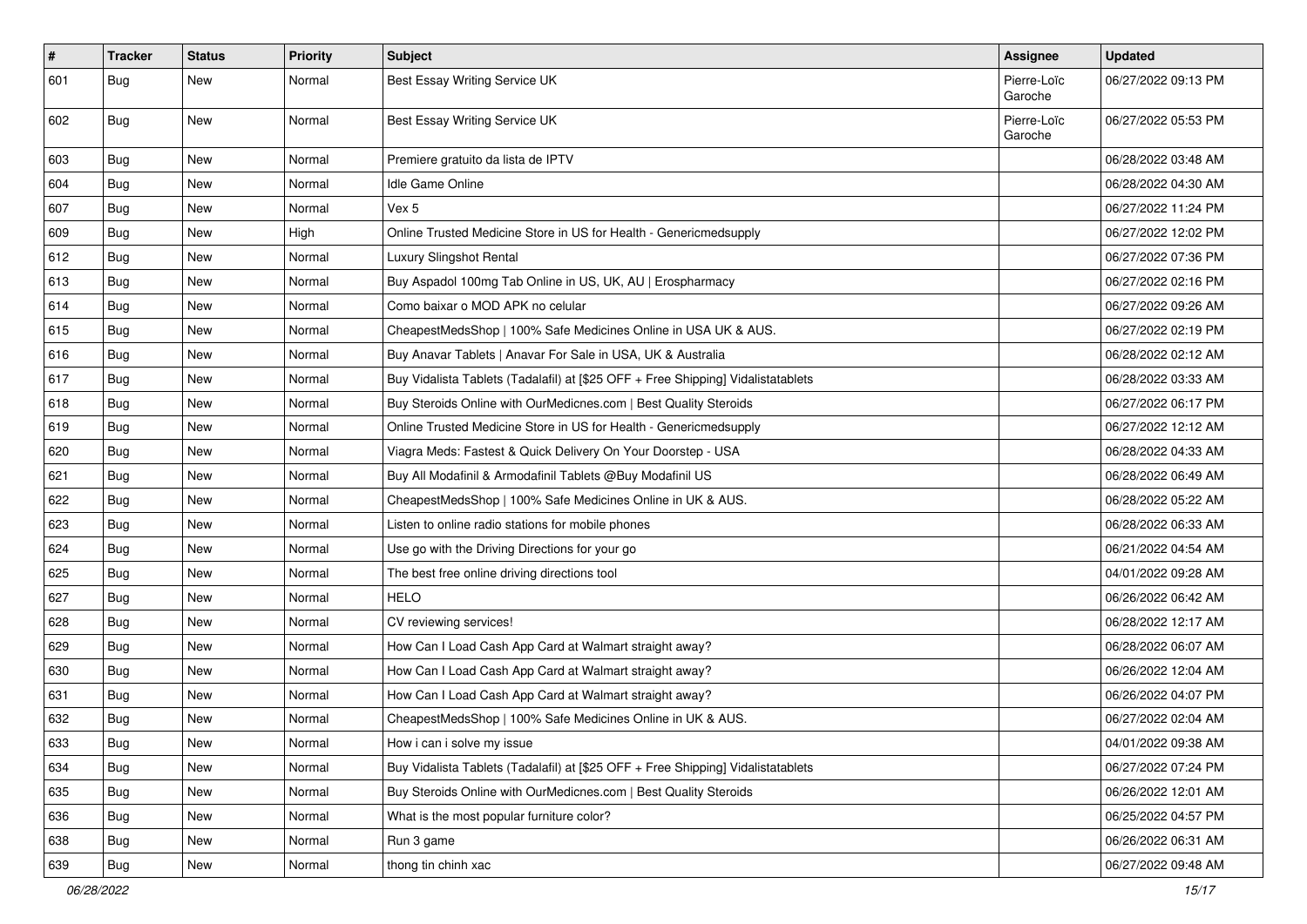| # | Tracker | Status | Priority | Subject | Assignee | Updated |
|---|---|---|---|---|---|---|
| 601 | Bug | New | Normal | Best Essay Writing Service UK | Pierre-Loïc Garoche | 06/27/2022 09:13 PM |
| 602 | Bug | New | Normal | Best Essay Writing Service UK | Pierre-Loïc Garoche | 06/27/2022 05:53 PM |
| 603 | Bug | New | Normal | Premiere gratuito da lista de IPTV | | 06/28/2022 03:48 AM |
| 604 | Bug | New | Normal | Idle Game Online | | 06/28/2022 04:30 AM |
| 607 | Bug | New | Normal | Vex 5 | | 06/27/2022 11:24 PM |
| 609 | Bug | New | High | Online Trusted Medicine Store in US for Health - Genericmedsupply | | 06/27/2022 12:02 PM |
| 612 | Bug | New | Normal | Luxury Slingshot Rental | | 06/27/2022 07:36 PM |
| 613 | Bug | New | Normal | Buy Aspadol 100mg Tab Online in US, UK, AU \| Erospharmacy | | 06/27/2022 02:16 PM |
| 614 | Bug | New | Normal | Como baixar o MOD APK no celular | | 06/27/2022 09:26 AM |
| 615 | Bug | New | Normal | CheapestMedsShop \| 100% Safe Medicines Online in USA UK & AUS. | | 06/27/2022 02:19 PM |
| 616 | Bug | New | Normal | Buy Anavar Tablets \| Anavar For Sale in USA, UK & Australia | | 06/28/2022 02:12 AM |
| 617 | Bug | New | Normal | Buy Vidalista Tablets (Tadalafil) at [$25 OFF + Free Shipping] Vidalistatablets | | 06/28/2022 03:33 AM |
| 618 | Bug | New | Normal | Buy Steroids Online with OurMedicnes.com \| Best Quality Steroids | | 06/27/2022 06:17 PM |
| 619 | Bug | New | Normal | Online Trusted Medicine Store in US for Health - Genericmedsupply | | 06/27/2022 12:12 AM |
| 620 | Bug | New | Normal | Viagra Meds: Fastest & Quick Delivery On Your Doorstep - USA | | 06/28/2022 04:33 AM |
| 621 | Bug | New | Normal | Buy All Modafinil & Armodafinil Tablets @Buy Modafinil US | | 06/28/2022 06:49 AM |
| 622 | Bug | New | Normal | CheapestMedsShop \| 100% Safe Medicines Online in UK & AUS. | | 06/28/2022 05:22 AM |
| 623 | Bug | New | Normal | Listen to online radio stations for mobile phones | | 06/28/2022 06:33 AM |
| 624 | Bug | New | Normal | Use go with the Driving Directions for your go | | 06/21/2022 04:54 AM |
| 625 | Bug | New | Normal | The best free online driving directions tool | | 04/01/2022 09:28 AM |
| 627 | Bug | New | Normal | HELO | | 06/26/2022 06:42 AM |
| 628 | Bug | New | Normal | CV reviewing services! | | 06/28/2022 12:17 AM |
| 629 | Bug | New | Normal | How Can I Load Cash App Card at Walmart straight away? | | 06/28/2022 06:07 AM |
| 630 | Bug | New | Normal | How Can I Load Cash App Card at Walmart straight away? | | 06/26/2022 12:04 AM |
| 631 | Bug | New | Normal | How Can I Load Cash App Card at Walmart straight away? | | 06/26/2022 04:07 PM |
| 632 | Bug | New | Normal | CheapestMedsShop \| 100% Safe Medicines Online in UK & AUS. | | 06/27/2022 02:04 AM |
| 633 | Bug | New | Normal | How i can i solve my issue | | 04/01/2022 09:38 AM |
| 634 | Bug | New | Normal | Buy Vidalista Tablets (Tadalafil) at [$25 OFF + Free Shipping] Vidalistatablets | | 06/27/2022 07:24 PM |
| 635 | Bug | New | Normal | Buy Steroids Online with OurMedicnes.com \| Best Quality Steroids | | 06/26/2022 12:01 AM |
| 636 | Bug | New | Normal | What is the most popular furniture color? | | 06/25/2022 04:57 PM |
| 638 | Bug | New | Normal | Run 3 game | | 06/26/2022 06:31 AM |
| 639 | Bug | New | Normal | thong tin chinh xac | | 06/27/2022 09:48 AM |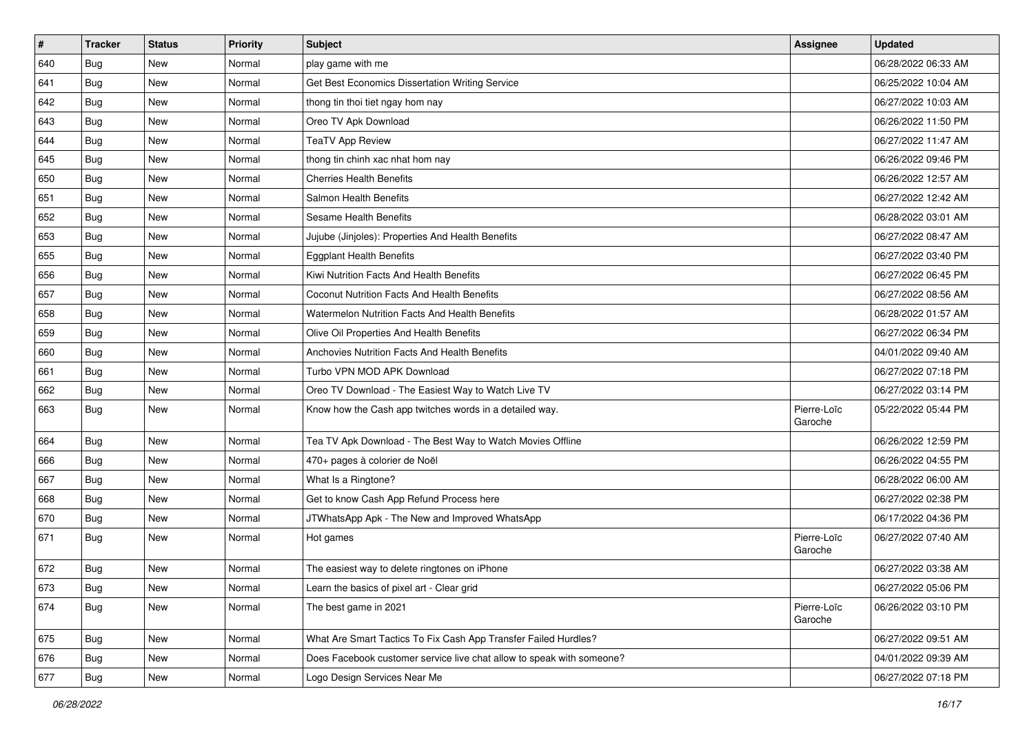| # | Tracker | Status | Priority | Subject | Assignee | Updated |
|---|---|---|---|---|---|---|
| 640 | Bug | New | Normal | play game with me | | 06/28/2022 06:33 AM |
| 641 | Bug | New | Normal | Get Best Economics Dissertation Writing Service | | 06/25/2022 10:04 AM |
| 642 | Bug | New | Normal | thong tin thoi tiet ngay hom nay | | 06/27/2022 10:03 AM |
| 643 | Bug | New | Normal | Oreo TV Apk Download | | 06/26/2022 11:50 PM |
| 644 | Bug | New | Normal | TeaTV App Review | | 06/27/2022 11:47 AM |
| 645 | Bug | New | Normal | thong tin chinh xac nhat hom nay | | 06/26/2022 09:46 PM |
| 650 | Bug | New | Normal | Cherries Health Benefits | | 06/26/2022 12:57 AM |
| 651 | Bug | New | Normal | Salmon Health Benefits | | 06/27/2022 12:42 AM |
| 652 | Bug | New | Normal | Sesame Health Benefits | | 06/28/2022 03:01 AM |
| 653 | Bug | New | Normal | Jujube (Jinjoles): Properties And Health Benefits | | 06/27/2022 08:47 AM |
| 655 | Bug | New | Normal | Eggplant Health Benefits | | 06/27/2022 03:40 PM |
| 656 | Bug | New | Normal | Kiwi Nutrition Facts And Health Benefits | | 06/27/2022 06:45 PM |
| 657 | Bug | New | Normal | Coconut Nutrition Facts And Health Benefits | | 06/27/2022 08:56 AM |
| 658 | Bug | New | Normal | Watermelon Nutrition Facts And Health Benefits | | 06/28/2022 01:57 AM |
| 659 | Bug | New | Normal | Olive Oil Properties And Health Benefits | | 06/27/2022 06:34 PM |
| 660 | Bug | New | Normal | Anchovies Nutrition Facts And Health Benefits | | 04/01/2022 09:40 AM |
| 661 | Bug | New | Normal | Turbo VPN MOD APK Download | | 06/27/2022 07:18 PM |
| 662 | Bug | New | Normal | Oreo TV Download - The Easiest Way to Watch Live TV | | 06/27/2022 03:14 PM |
| 663 | Bug | New | Normal | Know how the Cash app twitches words in a detailed way. | Pierre-Loïc Garoche | 05/22/2022 05:44 PM |
| 664 | Bug | New | Normal | Tea TV Apk Download - The Best Way to Watch Movies Offline | | 06/26/2022 12:59 PM |
| 666 | Bug | New | Normal | 470+ pages à colorier de Noël | | 06/26/2022 04:55 PM |
| 667 | Bug | New | Normal | What Is a Ringtone? | | 06/28/2022 06:00 AM |
| 668 | Bug | New | Normal | Get to know Cash App Refund Process here | | 06/27/2022 02:38 PM |
| 670 | Bug | New | Normal | JTWhatsApp Apk - The New and Improved WhatsApp | | 06/17/2022 04:36 PM |
| 671 | Bug | New | Normal | Hot games | Pierre-Loïc Garoche | 06/27/2022 07:40 AM |
| 672 | Bug | New | Normal | The easiest way to delete ringtones on iPhone | | 06/27/2022 03:38 AM |
| 673 | Bug | New | Normal | Learn the basics of pixel art - Clear grid | | 06/27/2022 05:06 PM |
| 674 | Bug | New | Normal | The best game in 2021 | Pierre-Loïc Garoche | 06/26/2022 03:10 PM |
| 675 | Bug | New | Normal | What Are Smart Tactics To Fix Cash App Transfer Failed Hurdles? | | 06/27/2022 09:51 AM |
| 676 | Bug | New | Normal | Does Facebook customer service live chat allow to speak with someone? | | 04/01/2022 09:39 AM |
| 677 | Bug | New | Normal | Logo Design Services Near Me | | 06/27/2022 07:18 PM |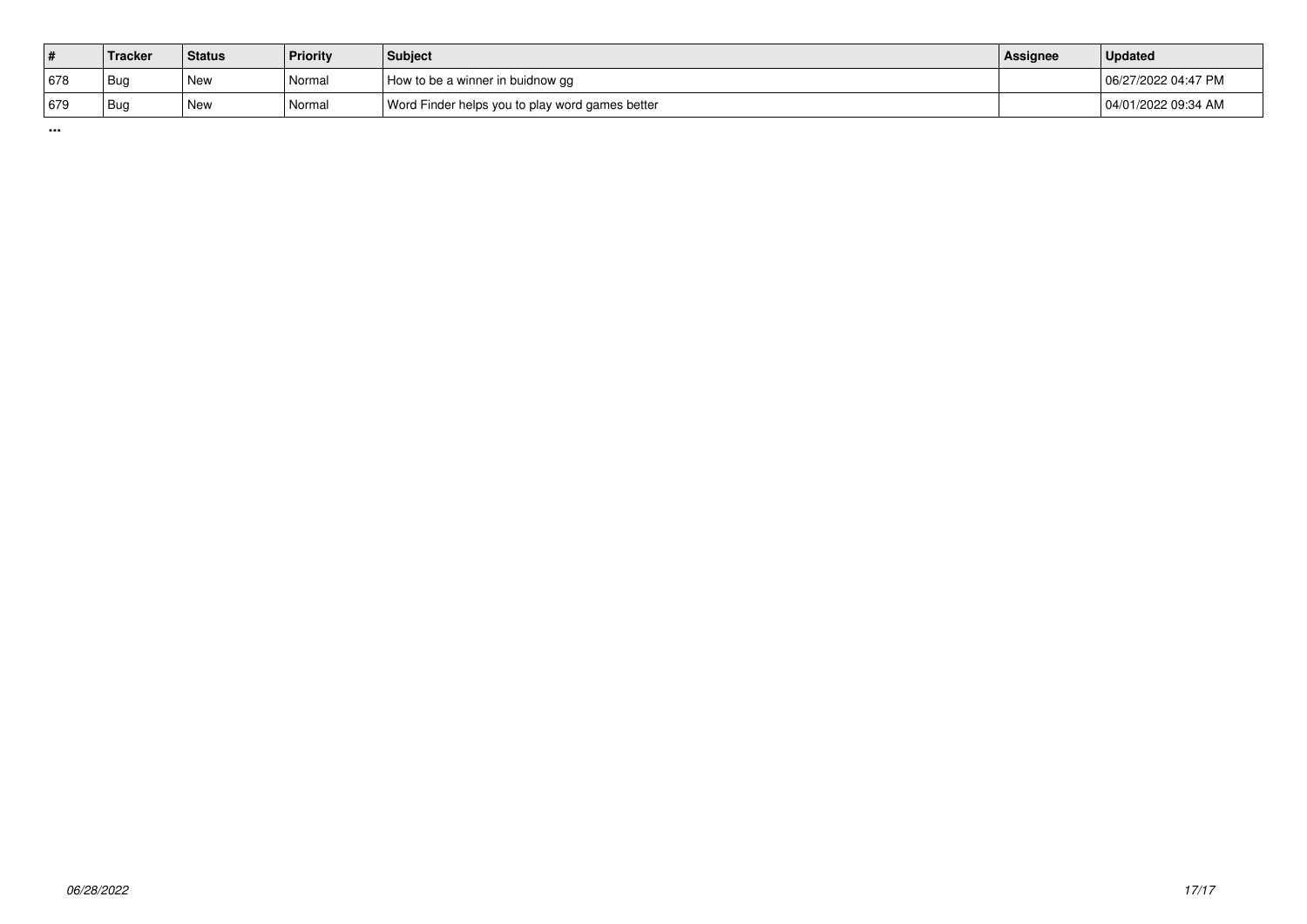| # | Tracker | Status | Priority | Subject | Assignee | Updated |
| --- | --- | --- | --- | --- | --- | --- |
| 678 | Bug | New | Normal | How to be a winner in buidnow gg | | 06/27/2022 04:47 PM |
| 679 | Bug | New | Normal | Word Finder helps you to play word games better | | 04/01/2022 09:34 AM |

...